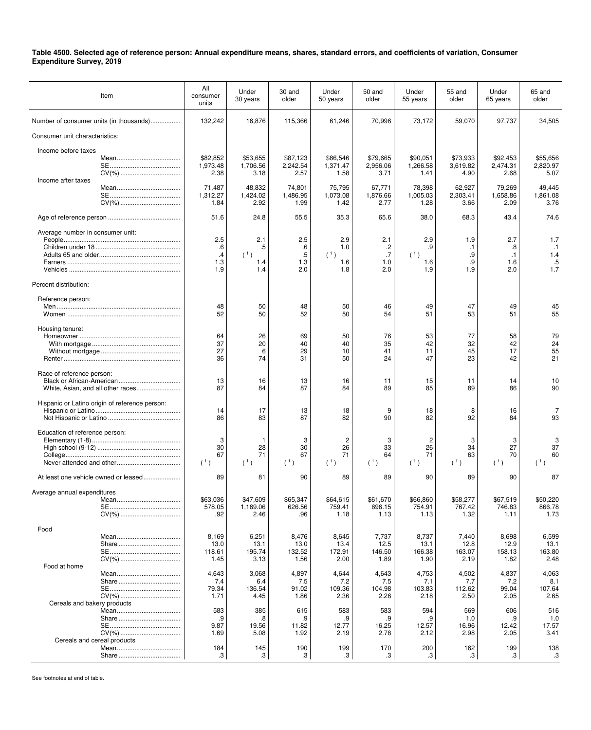**Table 4500. Selected age of reference person: Annual expenditure means, shares, standard errors, and coefficients of variation, Consumer Expenditure Survey, 2019**

| Item | | All consumer units | Under 30 years | 30 and older | Under 50 years | 50 and older | Under 55 years | 55 and older | Under 65 years | 65 and older |
|---|---|---|---|---|---|---|---|---|---|---|
| Number of consumer units (in thousands) | | 132,242 | 16,876 | 115,366 | 61,246 | 70,996 | 73,172 | 59,070 | 97,737 | 34,505 |
| Consumer unit characteristics: | | | | | | | | | | |
| Income before taxes | Mean | $82,852 | $53,655 | $87,123 | $86,546 | $79,665 | $90,051 | $73,933 | $92,453 | $55,656 |
| | SE | 1,973.48 | 1,706.56 | 2,242.54 | 1,371.47 | 2,956.06 | 1,266.58 | 3,619.82 | 2,474.31 | 2,820.97 |
| | CV(%) | 2.38 | 3.18 | 2.57 | 1.58 | 3.71 | 1.41 | 4.90 | 2.68 | 5.07 |
| Income after taxes | Mean | 71,487 | 48,832 | 74,801 | 75,795 | 67,771 | 78,398 | 62,927 | 79,269 | 49,445 |
| | SE | 1,312.27 | 1,424.02 | 1,486.95 | 1,073.08 | 1,876.66 | 1,005.03 | 2,303.41 | 1,658.86 | 1,861.08 |
| | CV(%) | 1.84 | 2.92 | 1.99 | 1.42 | 2.77 | 1.28 | 3.66 | 2.09 | 3.76 |
| Age of reference person | | 51.6 | 24.8 | 55.5 | 35.3 | 65.6 | 38.0 | 68.3 | 43.4 | 74.6 |
| Average number in consumer unit: | | | | | | | | | | |
| People | | 2.5 | 2.1 | 2.5 | 2.9 | 2.1 | 2.9 | 1.9 | 2.7 | 1.7 |
| Children under 18 | | .6 | .5 | .6 | 1.0 | .2 | .9 | .1 | .8 | .1 |
| Adults 65 and older | | .4 | (1) | .5 | (1) | .7 | (1) | .9 | .1 | 1.4 |
| Earners | | 1.3 | 1.4 | 1.3 | 1.6 | 1.0 | 1.6 | .9 | 1.6 | .5 |
| Vehicles | | 1.9 | 1.4 | 2.0 | 1.8 | 2.0 | 1.9 | 1.9 | 2.0 | 1.7 |
| Percent distribution: | | | | | | | | | | |
| Reference person: | | | | | | | | | | |
| Men | | 48 | 50 | 48 | 50 | 46 | 49 | 47 | 49 | 45 |
| Women | | 52 | 50 | 52 | 50 | 54 | 51 | 53 | 51 | 55 |
| Housing tenure: | | | | | | | | | | |
| Homeowner | | 64 | 26 | 69 | 50 | 76 | 53 | 77 | 58 | 79 |
| With mortgage | | 37 | 20 | 40 | 40 | 35 | 42 | 32 | 42 | 24 |
| Without mortgage | | 27 | 6 | 29 | 10 | 41 | 11 | 45 | 17 | 55 |
| Renter | | 36 | 74 | 31 | 50 | 24 | 47 | 23 | 42 | 21 |
| Race of reference person: | | | | | | | | | | |
| Black or African-American | | 13 | 16 | 13 | 16 | 11 | 15 | 11 | 14 | 10 |
| White, Asian, and all other races | | 87 | 84 | 87 | 84 | 89 | 85 | 89 | 86 | 90 |
| Hispanic or Latino origin of reference person: | | | | | | | | | | |
| Hispanic or Latino | | 14 | 17 | 13 | 18 | 9 | 18 | 8 | 16 | 7 |
| Not Hispanic or Latino | | 86 | 83 | 87 | 82 | 90 | 82 | 92 | 84 | 93 |
| Education of reference person: | | | | | | | | | | |
| Elementary (1-8) | | 3 | 1 | 3 | 2 | 3 | 2 | 3 | 3 | 3 |
| High school (9-12) | | 30 | 28 | 30 | 26 | 33 | 26 | 34 | 27 | 37 |
| College | | 67 | 71 | 67 | 71 | 64 | 71 | 63 | 70 | 60 |
| Never attended and other | | (1) | (1) | (1) | (1) | (1) | (1) | (1) | (1) | (1) |
| At least one vehicle owned or leased | | 89 | 81 | 90 | 89 | 89 | 90 | 89 | 90 | 87 |
| Average annual expenditures | Mean | $63,036 | $47,609 | $65,347 | $64,615 | $61,670 | $66,860 | $58,277 | $67,519 | $50,220 |
| | SE | 578.05 | 1,169.06 | 626.56 | 759.41 | 696.15 | 754.91 | 767.42 | 746.83 | 866.78 |
| | CV(%) | .92 | 2.46 | .96 | 1.18 | 1.13 | 1.13 | 1.32 | 1.11 | 1.73 |
| Food | Mean | 8,169 | 6,251 | 8,476 | 8,645 | 7,737 | 8,737 | 7,440 | 8,698 | 6,599 |
| | Share | 13.0 | 13.1 | 13.0 | 13.4 | 12.5 | 13.1 | 12.8 | 12.9 | 13.1 |
| | SE | 118.61 | 195.74 | 132.52 | 172.91 | 146.50 | 166.38 | 163.07 | 158.13 | 163.80 |
| | CV(%) | 1.45 | 3.13 | 1.56 | 2.00 | 1.89 | 1.90 | 2.19 | 1.82 | 2.48 |
| Food at home | Mean | 4,643 | 3,068 | 4,897 | 4,644 | 4,643 | 4,753 | 4,502 | 4,837 | 4,063 |
| | Share | 7.4 | 6.4 | 7.5 | 7.2 | 7.5 | 7.1 | 7.7 | 7.2 | 8.1 |
| | SE | 79.34 | 136.54 | 91.02 | 109.36 | 104.98 | 103.83 | 112.62 | 99.04 | 107.64 |
| | CV(%) | 1.71 | 4.45 | 1.86 | 2.36 | 2.26 | 2.18 | 2.50 | 2.05 | 2.65 |
| Cereals and bakery products | Mean | 583 | 385 | 615 | 583 | 583 | 594 | 569 | 606 | 516 |
| | Share | .9 | .8 | .9 | .9 | .9 | .9 | 1.0 | .9 | 1.0 |
| | SE | 9.87 | 19.56 | 11.82 | 12.77 | 16.25 | 12.57 | 16.96 | 12.42 | 17.57 |
| | CV(%) | 1.69 | 5.08 | 1.92 | 2.19 | 2.78 | 2.12 | 2.98 | 2.05 | 3.41 |
| Cereals and cereal products | Mean | 184 | 145 | 190 | 199 | 170 | 200 | 162 | 199 | 138 |
| | Share | .3 | .3 | .3 | .3 | .3 | .3 | .3 | .3 | .3 |

See footnotes at end of table.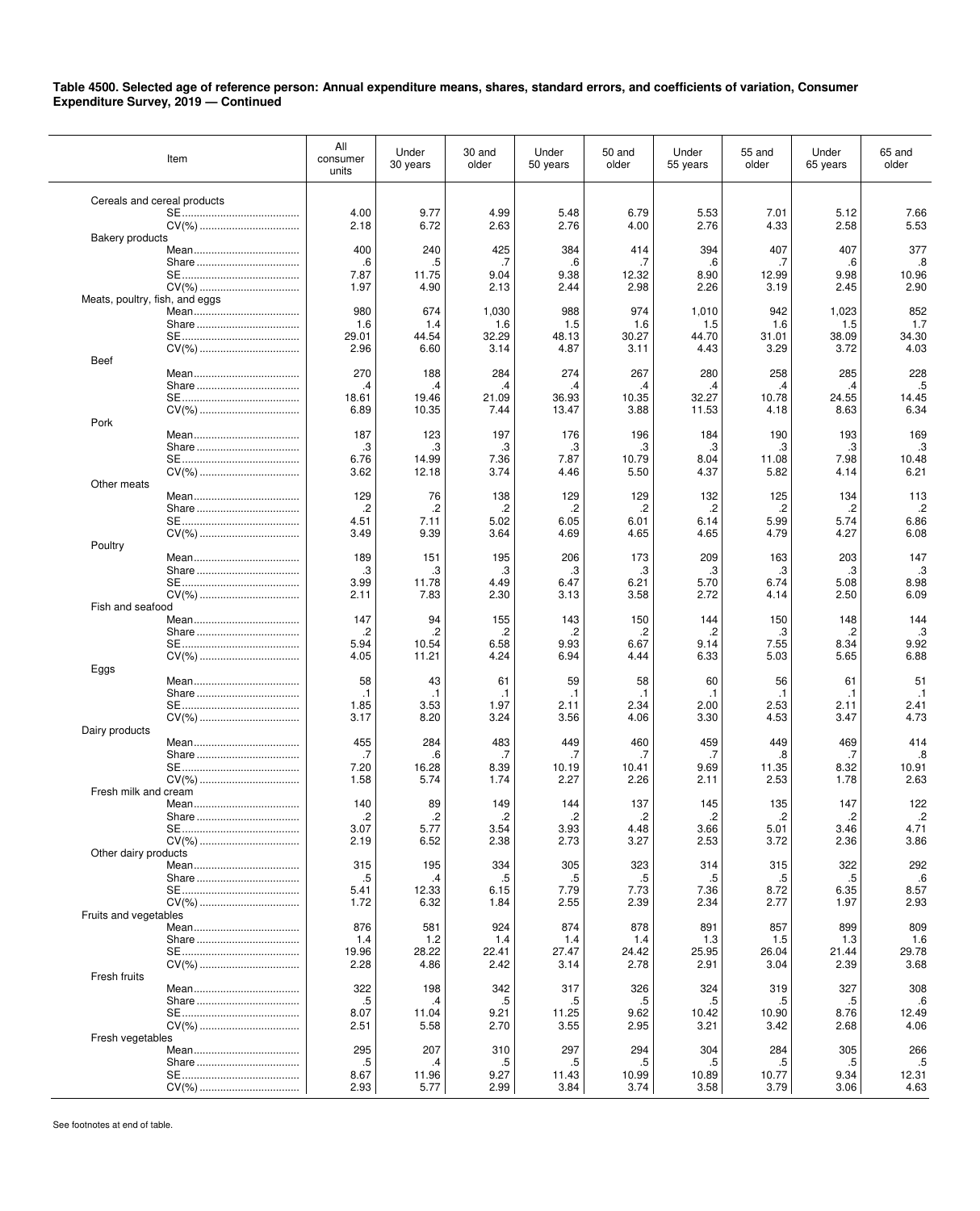**Table 4500. Selected age of reference person: Annual expenditure means, shares, standard errors, and coefficients of variation, Consumer Expenditure Survey, 2019 — Continued**

| Item | All consumer units | Under 30 years | 30 and older | Under 50 years | 50 and older | Under 55 years | 55 and older | Under 65 years | 65 and older |
|---|---|---|---|---|---|---|---|---|---|
| Cereals and cereal products | | | | | | | | | |
| SE | 4.00 | 9.77 | 4.99 | 5.48 | 6.79 | 5.53 | 7.01 | 5.12 | 7.66 |
| CV(%) | 2.18 | 6.72 | 2.63 | 2.76 | 4.00 | 2.76 | 4.33 | 2.58 | 5.53 |
| Bakery products | | | | | | | | | |
| Mean | 400 | 240 | 425 | 384 | 414 | 394 | 407 | 407 | 377 |
| Share | .6 | .5 | .7 | .6 | .7 | .6 | .7 | .6 | .8 |
| SE | 7.87 | 11.75 | 9.04 | 9.38 | 12.32 | 8.90 | 12.99 | 9.98 | 10.96 |
| CV(%) | 1.97 | 4.90 | 2.13 | 2.44 | 2.98 | 2.26 | 3.19 | 2.45 | 2.90 |
| Meats, poultry, fish, and eggs | | | | | | | | | |
| Mean | 980 | 674 | 1,030 | 988 | 974 | 1,010 | 942 | 1,023 | 852 |
| Share | 1.6 | 1.4 | 1.6 | 1.5 | 1.6 | 1.5 | 1.6 | 1.5 | 1.7 |
| SE | 29.01 | 44.54 | 32.29 | 48.13 | 30.27 | 44.70 | 31.01 | 38.09 | 34.30 |
| CV(%) | 2.96 | 6.60 | 3.14 | 4.87 | 3.11 | 4.43 | 3.29 | 3.72 | 4.03 |
| Beef | | | | | | | | | |
| Mean | 270 | 188 | 284 | 274 | 267 | 280 | 258 | 285 | 228 |
| Share | .4 | .4 | .4 | .4 | .4 | .4 | .4 | .4 | .5 |
| SE | 18.61 | 19.46 | 21.09 | 36.93 | 10.35 | 32.27 | 10.78 | 24.55 | 14.45 |
| CV(%) | 6.89 | 10.35 | 7.44 | 13.47 | 3.88 | 11.53 | 4.18 | 8.63 | 6.34 |
| Pork | | | | | | | | | |
| Mean | 187 | 123 | 197 | 176 | 196 | 184 | 190 | 193 | 169 |
| Share | .3 | .3 | .3 | .3 | .3 | .3 | .3 | .3 | .3 |
| SE | 6.76 | 14.99 | 7.36 | 7.87 | 10.79 | 8.04 | 11.08 | 7.98 | 10.48 |
| CV(%) | 3.62 | 12.18 | 3.74 | 4.46 | 5.50 | 4.37 | 5.82 | 4.14 | 6.21 |
| Other meats | | | | | | | | | |
| Mean | 129 | 76 | 138 | 129 | 129 | 132 | 125 | 134 | 113 |
| Share | .2 | .2 | .2 | .2 | .2 | .2 | .2 | .2 | .2 |
| SE | 4.51 | 7.11 | 5.02 | 6.05 | 6.01 | 6.14 | 5.99 | 5.74 | 6.86 |
| CV(%) | 3.49 | 9.39 | 3.64 | 4.69 | 4.65 | 4.65 | 4.79 | 4.27 | 6.08 |
| Poultry | | | | | | | | | |
| Mean | 189 | 151 | 195 | 206 | 173 | 209 | 163 | 203 | 147 |
| Share | .3 | .3 | .3 | .3 | .3 | .3 | .3 | .3 | .3 |
| SE | 3.99 | 11.78 | 4.49 | 6.47 | 6.21 | 5.70 | 6.74 | 5.08 | 8.98 |
| CV(%) | 2.11 | 7.83 | 2.30 | 3.13 | 3.58 | 2.72 | 4.14 | 2.50 | 6.09 |
| Fish and seafood | | | | | | | | | |
| Mean | 147 | 94 | 155 | 143 | 150 | 144 | 150 | 148 | 144 |
| Share | .2 | .2 | .2 | .2 | .2 | .2 | .3 | .2 | .3 |
| SE | 5.94 | 10.54 | 6.58 | 9.93 | 6.67 | 9.14 | 7.55 | 8.34 | 9.92 |
| CV(%) | 4.05 | 11.21 | 4.24 | 6.94 | 4.44 | 6.33 | 5.03 | 5.65 | 6.88 |
| Eggs | | | | | | | | | |
| Mean | 58 | 43 | 61 | 59 | 58 | 60 | 56 | 61 | 51 |
| Share | .1 | .1 | .1 | .1 | .1 | .1 | .1 | .1 | .1 |
| SE | 1.85 | 3.53 | 1.97 | 2.11 | 2.34 | 2.00 | 2.53 | 2.11 | 2.41 |
| CV(%) | 3.17 | 8.20 | 3.24 | 3.56 | 4.06 | 3.30 | 4.53 | 3.47 | 4.73 |
| Dairy products | | | | | | | | | |
| Mean | 455 | 284 | 483 | 449 | 460 | 459 | 449 | 469 | 414 |
| Share | .7 | .6 | .7 | .7 | .7 | .7 | .8 | .7 | .8 |
| SE | 7.20 | 16.28 | 8.39 | 10.19 | 10.41 | 9.69 | 11.35 | 8.32 | 10.91 |
| CV(%) | 1.58 | 5.74 | 1.74 | 2.27 | 2.26 | 2.11 | 2.53 | 1.78 | 2.63 |
| Fresh milk and cream | | | | | | | | | |
| Mean | 140 | 89 | 149 | 144 | 137 | 145 | 135 | 147 | 122 |
| Share | .2 | .2 | .2 | .2 | .2 | .2 | .2 | .2 | .2 |
| SE | 3.07 | 5.77 | 3.54 | 3.93 | 4.48 | 3.66 | 5.01 | 3.46 | 4.71 |
| CV(%) | 2.19 | 6.52 | 2.38 | 2.73 | 3.27 | 2.53 | 3.72 | 2.36 | 3.86 |
| Other dairy products | | | | | | | | | |
| Mean | 315 | 195 | 334 | 305 | 323 | 314 | 315 | 322 | 292 |
| Share | .5 | .4 | .5 | .5 | .5 | .5 | .5 | .5 | .6 |
| SE | 5.41 | 12.33 | 6.15 | 7.79 | 7.73 | 7.36 | 8.72 | 6.35 | 8.57 |
| CV(%) | 1.72 | 6.32 | 1.84 | 2.55 | 2.39 | 2.34 | 2.77 | 1.97 | 2.93 |
| Fruits and vegetables | | | | | | | | | |
| Mean | 876 | 581 | 924 | 874 | 878 | 891 | 857 | 899 | 809 |
| Share | 1.4 | 1.2 | 1.4 | 1.4 | 1.4 | 1.3 | 1.5 | 1.3 | 1.6 |
| SE | 19.96 | 28.22 | 22.41 | 27.47 | 24.42 | 25.95 | 26.04 | 21.44 | 29.78 |
| CV(%) | 2.28 | 4.86 | 2.42 | 3.14 | 2.78 | 2.91 | 3.04 | 2.39 | 3.68 |
| Fresh fruits | | | | | | | | | |
| Mean | 322 | 198 | 342 | 317 | 326 | 324 | 319 | 327 | 308 |
| Share | .5 | .4 | .5 | .5 | .5 | .5 | .5 | .5 | .6 |
| SE | 8.07 | 11.04 | 9.21 | 11.25 | 9.62 | 10.42 | 10.90 | 8.76 | 12.49 |
| CV(%) | 2.51 | 5.58 | 2.70 | 3.55 | 2.95 | 3.21 | 3.42 | 2.68 | 4.06 |
| Fresh vegetables | | | | | | | | | |
| Mean | 295 | 207 | 310 | 297 | 294 | 304 | 284 | 305 | 266 |
| Share | .5 | .4 | .5 | .5 | .5 | .5 | .5 | .5 | .5 |
| SE | 8.67 | 11.96 | 9.27 | 11.43 | 10.99 | 10.89 | 10.77 | 9.34 | 12.31 |
| CV(%) | 2.93 | 5.77 | 2.99 | 3.84 | 3.74 | 3.58 | 3.79 | 3.06 | 4.63 |

See footnotes at end of table.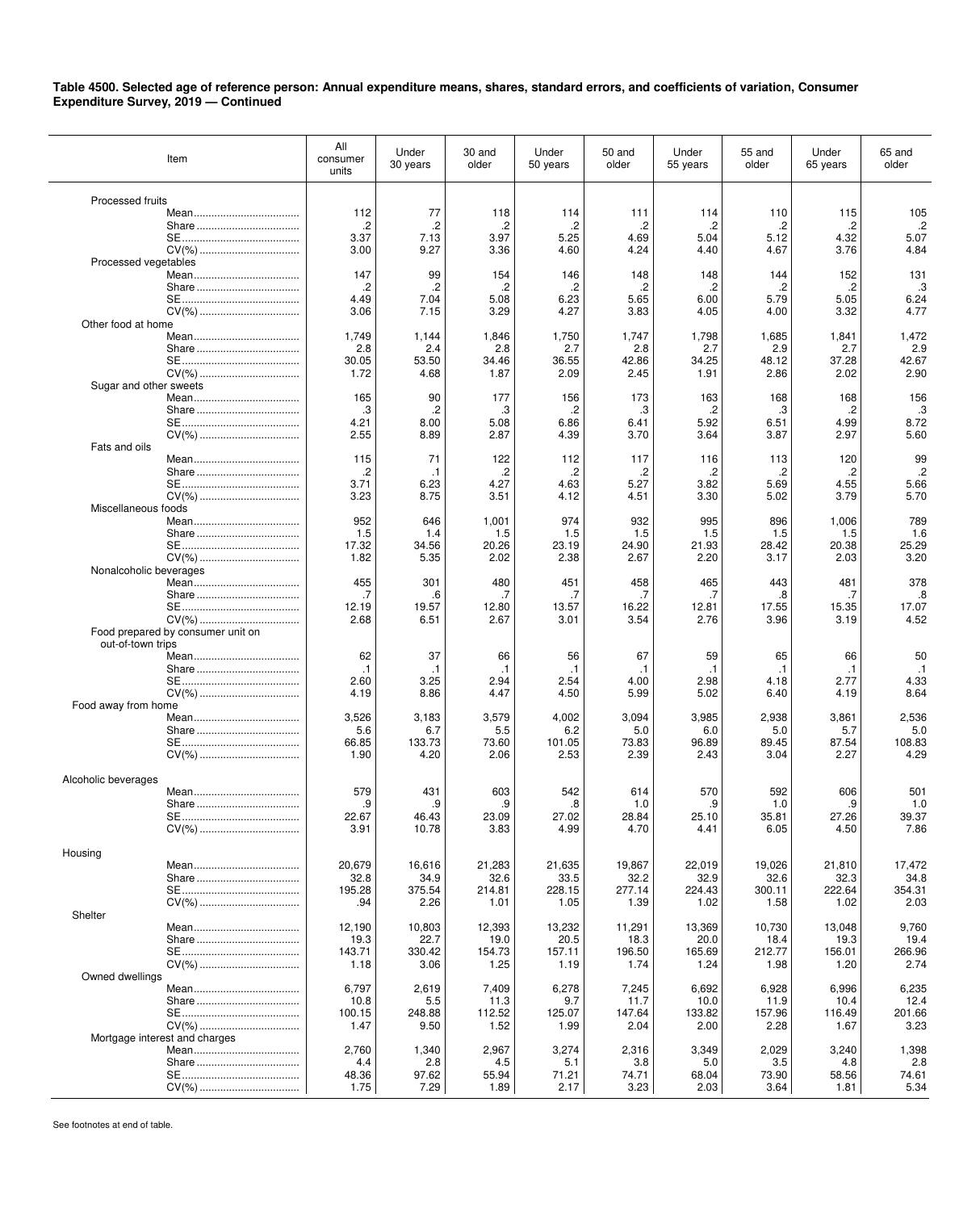**Table 4500. Selected age of reference person: Annual expenditure means, shares, standard errors, and coefficients of variation, Consumer Expenditure Survey, 2019 — Continued**

| Item | All consumer units | Under 30 years | 30 and older | Under 50 years | 50 and older | Under 55 years | 55 and older | Under 65 years | 65 and older |
|---|---|---|---|---|---|---|---|---|---|
| Processed fruits | | | | | | | | | |
| Mean | 112 | 77 | 118 | 114 | 111 | 114 | 110 | 115 | 105 |
| Share | .2 | .2 | .2 | .2 | .2 | .2 | .2 | .2 | .2 |
| SE | 3.37 | 7.13 | 3.97 | 5.25 | 4.69 | 5.04 | 5.12 | 4.32 | 5.07 |
| CV(%) | 3.00 | 9.27 | 3.36 | 4.60 | 4.24 | 4.40 | 4.67 | 3.76 | 4.84 |
| Processed vegetables | | | | | | | | | |
| Mean | 147 | 99 | 154 | 146 | 148 | 148 | 144 | 152 | 131 |
| Share | .2 | .2 | .2 | .2 | .2 | .2 | .2 | .2 | .3 |
| SE | 4.49 | 7.04 | 5.08 | 6.23 | 5.65 | 6.00 | 5.79 | 5.05 | 6.24 |
| CV(%) | 3.06 | 7.15 | 3.29 | 4.27 | 3.83 | 4.05 | 4.00 | 3.32 | 4.77 |
| Other food at home | | | | | | | | | |
| Mean | 1,749 | 1,144 | 1,846 | 1,750 | 1,747 | 1,798 | 1,685 | 1,841 | 1,472 |
| Share | 2.8 | 2.4 | 2.8 | 2.7 | 2.8 | 2.7 | 2.9 | 2.7 | 2.9 |
| SE | 30.05 | 53.50 | 34.46 | 36.55 | 42.86 | 34.25 | 48.12 | 37.28 | 42.67 |
| CV(%) | 1.72 | 4.68 | 1.87 | 2.09 | 2.45 | 1.91 | 2.86 | 2.02 | 2.90 |
| Sugar and other sweets | | | | | | | | | |
| Mean | 165 | 90 | 177 | 156 | 173 | 163 | 168 | 168 | 156 |
| Share | .3 | .2 | .3 | .2 | .3 | .2 | .3 | .2 | .3 |
| SE | 4.21 | 8.00 | 5.08 | 6.86 | 6.41 | 5.92 | 6.51 | 4.99 | 8.72 |
| CV(%) | 2.55 | 8.89 | 2.87 | 4.39 | 3.70 | 3.64 | 3.87 | 2.97 | 5.60 |
| Fats and oils | | | | | | | | | |
| Mean | 115 | 71 | 122 | 112 | 117 | 116 | 113 | 120 | 99 |
| Share | .2 | .1 | .2 | .2 | .2 | .2 | .2 | .2 | .2 |
| SE | 3.71 | 6.23 | 4.27 | 4.63 | 5.27 | 3.82 | 5.69 | 4.55 | 5.66 |
| CV(%) | 3.23 | 8.75 | 3.51 | 4.12 | 4.51 | 3.30 | 5.02 | 3.79 | 5.70 |
| Miscellaneous foods | | | | | | | | | |
| Mean | 952 | 646 | 1,001 | 974 | 932 | 995 | 896 | 1,006 | 789 |
| Share | 1.5 | 1.4 | 1.5 | 1.5 | 1.5 | 1.5 | 1.5 | 1.5 | 1.6 |
| SE | 17.32 | 34.56 | 20.26 | 23.19 | 24.90 | 21.93 | 28.42 | 20.38 | 25.29 |
| CV(%) | 1.82 | 5.35 | 2.02 | 2.38 | 2.67 | 2.20 | 3.17 | 2.03 | 3.20 |
| Nonalcoholic beverages | | | | | | | | | |
| Mean | 455 | 301 | 480 | 451 | 458 | 465 | 443 | 481 | 378 |
| Share | .7 | .6 | .7 | .7 | .7 | .7 | .8 | .7 | .8 |
| SE | 12.19 | 19.57 | 12.80 | 13.57 | 16.22 | 12.81 | 17.55 | 15.35 | 17.07 |
| CV(%) | 2.68 | 6.51 | 2.67 | 3.01 | 3.54 | 2.76 | 3.96 | 3.19 | 4.52 |
| Food prepared by consumer unit on out-of-town trips | | | | | | | | | |
| Mean | 62 | 37 | 66 | 56 | 67 | 59 | 65 | 66 | 50 |
| Share | .1 | .1 | .1 | .1 | .1 | .1 | .1 | .1 | .1 |
| SE | 2.60 | 3.25 | 2.94 | 2.54 | 4.00 | 2.98 | 4.18 | 2.77 | 4.33 |
| CV(%) | 4.19 | 8.86 | 4.47 | 4.50 | 5.99 | 5.02 | 6.40 | 4.19 | 8.64 |
| Food away from home | | | | | | | | | |
| Mean | 3,526 | 3,183 | 3,579 | 4,002 | 3,094 | 3,985 | 2,938 | 3,861 | 2,536 |
| Share | 5.6 | 6.7 | 5.5 | 6.2 | 5.0 | 6.0 | 5.0 | 5.7 | 5.0 |
| SE | 66.85 | 133.73 | 73.60 | 101.05 | 73.83 | 96.89 | 89.45 | 87.54 | 108.83 |
| CV(%) | 1.90 | 4.20 | 2.06 | 2.53 | 2.39 | 2.43 | 3.04 | 2.27 | 4.29 |
| Alcoholic beverages | | | | | | | | | |
| Mean | 579 | 431 | 603 | 542 | 614 | 570 | 592 | 606 | 501 |
| Share | .9 | .9 | .9 | .8 | 1.0 | .9 | 1.0 | .9 | 1.0 |
| SE | 22.67 | 46.43 | 23.09 | 27.02 | 28.84 | 25.10 | 35.81 | 27.26 | 39.37 |
| CV(%) | 3.91 | 10.78 | 3.83 | 4.99 | 4.70 | 4.41 | 6.05 | 4.50 | 7.86 |
| Housing | | | | | | | | | |
| Mean | 20,679 | 16,616 | 21,283 | 21,635 | 19,867 | 22,019 | 19,026 | 21,810 | 17,472 |
| Share | 32.8 | 34.9 | 32.6 | 33.5 | 32.2 | 32.9 | 32.6 | 32.3 | 34.8 |
| SE | 195.28 | 375.54 | 214.81 | 228.15 | 277.14 | 224.43 | 300.11 | 222.64 | 354.31 |
| CV(%) | .94 | 2.26 | 1.01 | 1.05 | 1.39 | 1.02 | 1.58 | 1.02 | 2.03 |
| Shelter | | | | | | | | | |
| Mean | 12,190 | 10,803 | 12,393 | 13,232 | 11,291 | 13,369 | 10,730 | 13,048 | 9,760 |
| Share | 19.3 | 22.7 | 19.0 | 20.5 | 18.3 | 20.0 | 18.4 | 19.3 | 19.4 |
| SE | 143.71 | 330.42 | 154.73 | 157.11 | 196.50 | 165.69 | 212.77 | 156.01 | 266.96 |
| CV(%) | 1.18 | 3.06 | 1.25 | 1.19 | 1.74 | 1.24 | 1.98 | 1.20 | 2.74 |
| Owned dwellings | | | | | | | | | |
| Mean | 6,797 | 2,619 | 7,409 | 6,278 | 7,245 | 6,692 | 6,928 | 6,996 | 6,235 |
| Share | 10.8 | 5.5 | 11.3 | 9.7 | 11.7 | 10.0 | 11.9 | 10.4 | 12.4 |
| SE | 100.15 | 248.88 | 112.52 | 125.07 | 147.64 | 133.82 | 157.96 | 116.49 | 201.66 |
| CV(%) | 1.47 | 9.50 | 1.52 | 1.99 | 2.04 | 2.00 | 2.28 | 1.67 | 3.23 |
| Mortgage interest and charges | | | | | | | | | |
| Mean | 2,760 | 1,340 | 2,967 | 3,274 | 2,316 | 3,349 | 2,029 | 3,240 | 1,398 |
| Share | 4.4 | 2.8 | 4.5 | 5.1 | 3.8 | 5.0 | 3.5 | 4.8 | 2.8 |
| SE | 48.36 | 97.62 | 55.94 | 71.21 | 74.71 | 68.04 | 73.90 | 58.56 | 74.61 |
| CV(%) | 1.75 | 7.29 | 1.89 | 2.17 | 3.23 | 2.03 | 3.64 | 1.81 | 5.34 |

See footnotes at end of table.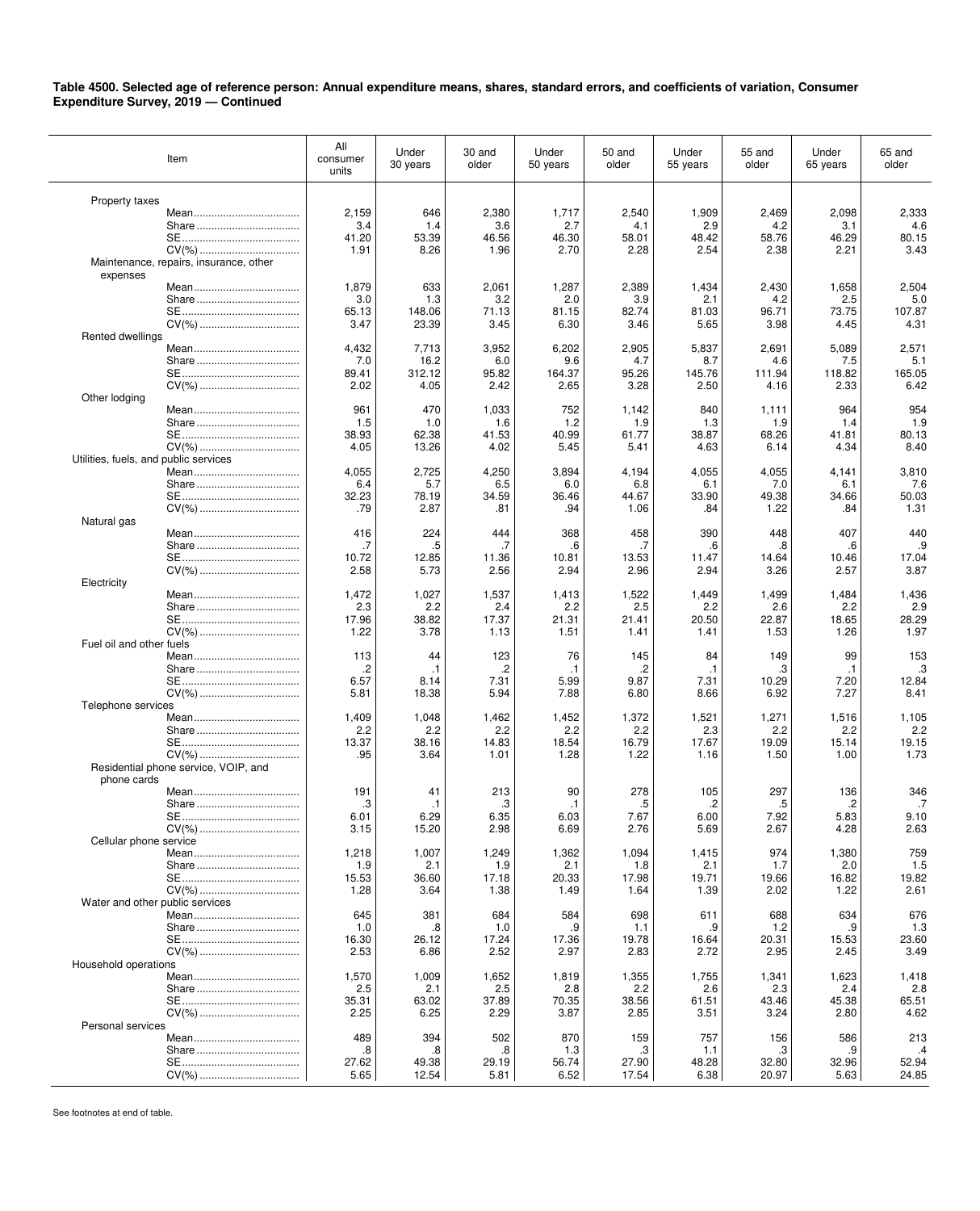**Table 4500. Selected age of reference person: Annual expenditure means, shares, standard errors, and coefficients of variation, Consumer Expenditure Survey, 2019 — Continued**

| Item | All consumer units | Under 30 years | 30 and older | Under 50 years | 50 and older | Under 55 years | 55 and older | Under 65 years | 65 and older |
|---|---|---|---|---|---|---|---|---|---|
| Property taxes | | | | | | | | | |
| Mean | 2,159 | 646 | 2,380 | 1,717 | 2,540 | 1,909 | 2,469 | 2,098 | 2,333 |
| Share | 3.4 | 1.4 | 3.6 | 2.7 | 4.1 | 2.9 | 4.2 | 3.1 | 4.6 |
| SE | 41.20 | 53.39 | 46.56 | 46.30 | 58.01 | 48.42 | 58.76 | 46.29 | 80.15 |
| CV(%) | 1.91 | 8.26 | 1.96 | 2.70 | 2.28 | 2.54 | 2.38 | 2.21 | 3.43 |
| Maintenance, repairs, insurance, other expenses | | | | | | | | | |
| Mean | 1,879 | 633 | 2,061 | 1,287 | 2,389 | 1,434 | 2,430 | 1,658 | 2,504 |
| Share | 3.0 | 1.3 | 3.2 | 2.0 | 3.9 | 2.1 | 4.2 | 2.5 | 5.0 |
| SE | 65.13 | 148.06 | 71.13 | 81.15 | 82.74 | 81.03 | 96.71 | 73.75 | 107.87 |
| CV(%) | 3.47 | 23.39 | 3.45 | 6.30 | 3.46 | 5.65 | 3.98 | 4.45 | 4.31 |
| Rented dwellings | | | | | | | | | |
| Mean | 4,432 | 7,713 | 3,952 | 6,202 | 2,905 | 5,837 | 2,691 | 5,089 | 2,571 |
| Share | 7.0 | 16.2 | 6.0 | 9.6 | 4.7 | 8.7 | 4.6 | 7.5 | 5.1 |
| SE | 89.41 | 312.12 | 95.82 | 164.37 | 95.26 | 145.76 | 111.94 | 118.82 | 165.05 |
| CV(%) | 2.02 | 4.05 | 2.42 | 2.65 | 3.28 | 2.50 | 4.16 | 2.33 | 6.42 |
| Other lodging | | | | | | | | | |
| Mean | 961 | 470 | 1,033 | 752 | 1,142 | 840 | 1,111 | 964 | 954 |
| Share | 1.5 | 1.0 | 1.6 | 1.2 | 1.9 | 1.3 | 1.9 | 1.4 | 1.9 |
| SE | 38.93 | 62.38 | 41.53 | 40.99 | 61.77 | 38.87 | 68.26 | 41.81 | 80.13 |
| CV(%) | 4.05 | 13.26 | 4.02 | 5.45 | 5.41 | 4.63 | 6.14 | 4.34 | 8.40 |
| Utilities, fuels, and public services | | | | | | | | | |
| Mean | 4,055 | 2,725 | 4,250 | 3,894 | 4,194 | 4,055 | 4,055 | 4,141 | 3,810 |
| Share | 6.4 | 5.7 | 6.5 | 6.0 | 6.8 | 6.1 | 7.0 | 6.1 | 7.6 |
| SE | 32.23 | 78.19 | 34.59 | 36.46 | 44.67 | 33.90 | 49.38 | 34.66 | 50.03 |
| CV(%) | .79 | 2.87 | .81 | .94 | 1.06 | .84 | 1.22 | .84 | 1.31 |
| Natural gas | | | | | | | | | |
| Mean | 416 | 224 | 444 | 368 | 458 | 390 | 448 | 407 | 440 |
| Share | .7 | .5 | .7 | .6 | .7 | .6 | .8 | .6 | .9 |
| SE | 10.72 | 12.85 | 11.36 | 10.81 | 13.53 | 11.47 | 14.64 | 10.46 | 17.04 |
| CV(%) | 2.58 | 5.73 | 2.56 | 2.94 | 2.96 | 2.94 | 3.26 | 2.57 | 3.87 |
| Electricity | | | | | | | | | |
| Mean | 1,472 | 1,027 | 1,537 | 1,413 | 1,522 | 1,449 | 1,499 | 1,484 | 1,436 |
| Share | 2.3 | 2.2 | 2.4 | 2.2 | 2.5 | 2.2 | 2.6 | 2.2 | 2.9 |
| SE | 17.96 | 38.82 | 17.37 | 21.31 | 21.41 | 20.50 | 22.87 | 18.65 | 28.29 |
| CV(%) | 1.22 | 3.78 | 1.13 | 1.51 | 1.41 | 1.41 | 1.53 | 1.26 | 1.97 |
| Fuel oil and other fuels | | | | | | | | | |
| Mean | 113 | 44 | 123 | 76 | 145 | 84 | 149 | 99 | 153 |
| Share | .2 | .1 | .2 | .1 | .2 | .1 | .3 | .1 | .3 |
| SE | 6.57 | 8.14 | 7.31 | 5.99 | 9.87 | 7.31 | 10.29 | 7.20 | 12.84 |
| CV(%) | 5.81 | 18.38 | 5.94 | 7.88 | 6.80 | 8.66 | 6.92 | 7.27 | 8.41 |
| Telephone services | | | | | | | | | |
| Mean | 1,409 | 1,048 | 1,462 | 1,452 | 1,372 | 1,521 | 1,271 | 1,516 | 1,105 |
| Share | 2.2 | 2.2 | 2.2 | 2.2 | 2.2 | 2.3 | 2.2 | 2.2 | 2.2 |
| SE | 13.37 | 38.16 | 14.83 | 18.54 | 16.79 | 17.67 | 19.09 | 15.14 | 19.15 |
| CV(%) | .95 | 3.64 | 1.01 | 1.28 | 1.22 | 1.16 | 1.50 | 1.00 | 1.73 |
| Residential phone service, VOIP, and phone cards | | | | | | | | | |
| Mean | 191 | 41 | 213 | 90 | 278 | 105 | 297 | 136 | 346 |
| Share | .3 | .1 | .3 | .1 | .5 | .2 | .5 | .2 | .7 |
| SE | 6.01 | 6.29 | 6.35 | 6.03 | 7.67 | 6.00 | 7.92 | 5.83 | 9.10 |
| CV(%) | 3.15 | 15.20 | 2.98 | 6.69 | 2.76 | 5.69 | 2.67 | 4.28 | 2.63 |
| Cellular phone service | | | | | | | | | |
| Mean | 1,218 | 1,007 | 1,249 | 1,362 | 1,094 | 1,415 | 974 | 1,380 | 759 |
| Share | 1.9 | 2.1 | 1.9 | 2.1 | 1.8 | 2.1 | 1.7 | 2.0 | 1.5 |
| SE | 15.53 | 36.60 | 17.18 | 20.33 | 17.98 | 19.71 | 19.66 | 16.82 | 19.82 |
| CV(%) | 1.28 | 3.64 | 1.38 | 1.49 | 1.64 | 1.39 | 2.02 | 1.22 | 2.61 |
| Water and other public services | | | | | | | | | |
| Mean | 645 | 381 | 684 | 584 | 698 | 611 | 688 | 634 | 676 |
| Share | 1.0 | .8 | 1.0 | .9 | 1.1 | .9 | 1.2 | .9 | 1.3 |
| SE | 16.30 | 26.12 | 17.24 | 17.36 | 19.78 | 16.64 | 20.31 | 15.53 | 23.60 |
| CV(%) | 2.53 | 6.86 | 2.52 | 2.97 | 2.83 | 2.72 | 2.95 | 2.45 | 3.49 |
| Household operations | | | | | | | | | |
| Mean | 1,570 | 1,009 | 1,652 | 1,819 | 1,355 | 1,755 | 1,341 | 1,623 | 1,418 |
| Share | 2.5 | 2.1 | 2.5 | 2.8 | 2.2 | 2.6 | 2.3 | 2.4 | 2.8 |
| SE | 35.31 | 63.02 | 37.89 | 70.35 | 38.56 | 61.51 | 43.46 | 45.38 | 65.51 |
| CV(%) | 2.25 | 6.25 | 2.29 | 3.87 | 2.85 | 3.51 | 3.24 | 2.80 | 4.62 |
| Personal services | | | | | | | | | |
| Mean | 489 | 394 | 502 | 870 | 159 | 757 | 156 | 586 | 213 |
| Share | .8 | .8 | .8 | 1.3 | .3 | 1.1 | .3 | .9 | .4 |
| SE | 27.62 | 49.38 | 29.19 | 56.74 | 27.90 | 48.28 | 32.80 | 32.96 | 52.94 |
| CV(%) | 5.65 | 12.54 | 5.81 | 6.52 | 17.54 | 6.38 | 20.97 | 5.63 | 24.85 |

See footnotes at end of table.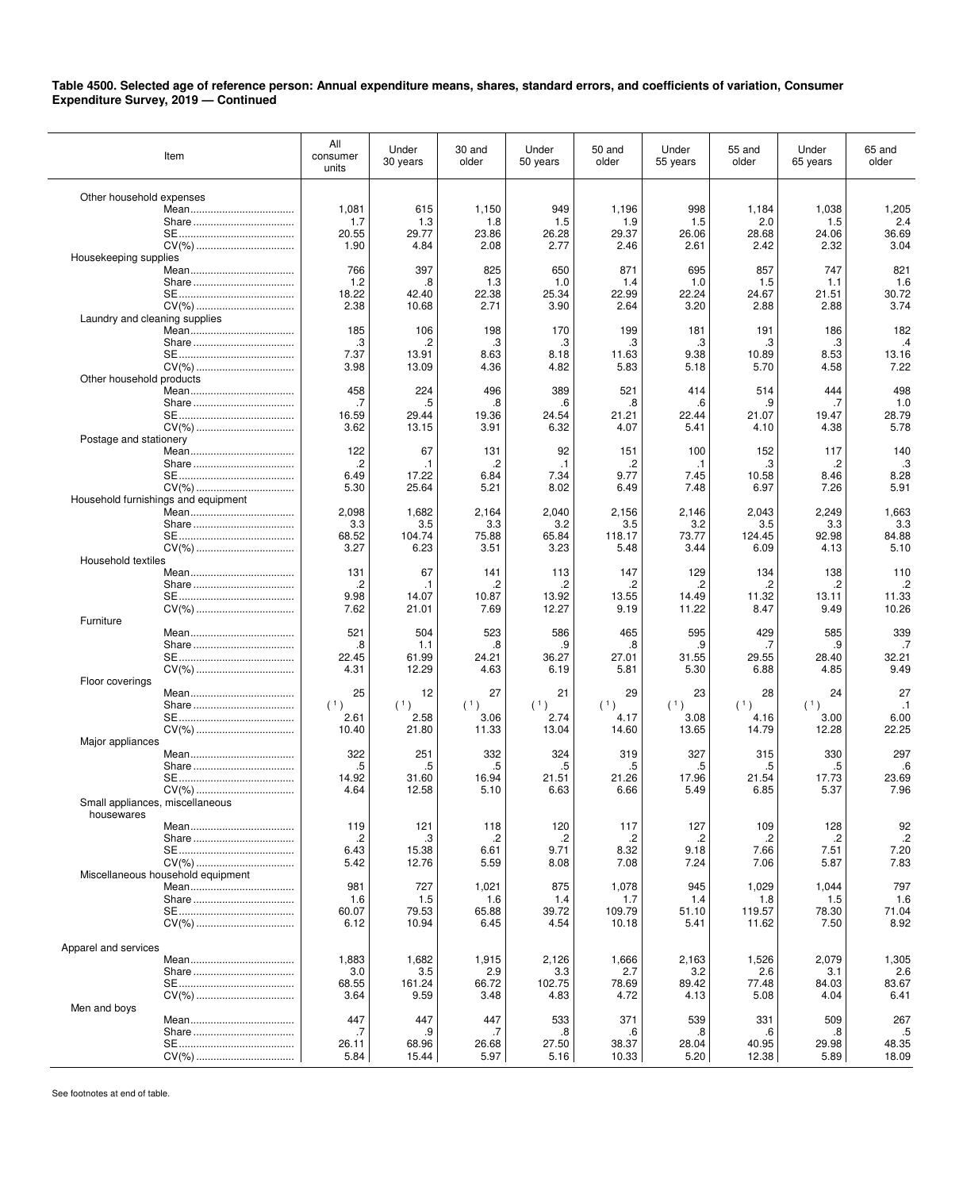**Table 4500. Selected age of reference person: Annual expenditure means, shares, standard errors, and coefficients of variation, Consumer Expenditure Survey, 2019 — Continued**

| Item | All consumer units | Under 30 years | 30 and older | Under 50 years | 50 and older | Under 55 years | 55 and older | Under 65 years | 65 and older |
|---|---|---|---|---|---|---|---|---|---|
| Other household expenses | | | | | | | | | |
| Mean | 1,081 | 615 | 1,150 | 949 | 1,196 | 998 | 1,184 | 1,038 | 1,205 |
| Share | 1.7 | 1.3 | 1.8 | 1.5 | 1.9 | 1.5 | 2.0 | 1.5 | 2.4 |
| SE | 20.55 | 29.77 | 23.86 | 26.28 | 29.37 | 26.06 | 28.68 | 24.06 | 36.69 |
| CV(%) | 1.90 | 4.84 | 2.08 | 2.77 | 2.46 | 2.61 | 2.42 | 2.32 | 3.04 |
| Housekeeping supplies | | | | | | | | | |
| Mean | 766 | 397 | 825 | 650 | 871 | 695 | 857 | 747 | 821 |
| Share | 1.2 | .8 | 1.3 | 1.0 | 1.4 | 1.0 | 1.5 | 1.1 | 1.6 |
| SE | 18.22 | 42.40 | 22.38 | 25.34 | 22.99 | 22.24 | 24.67 | 21.51 | 30.72 |
| CV(%) | 2.38 | 10.68 | 2.71 | 3.90 | 2.64 | 3.20 | 2.88 | 2.88 | 3.74 |
| Laundry and cleaning supplies | | | | | | | | | |
| Mean | 185 | 106 | 198 | 170 | 199 | 181 | 191 | 186 | 182 |
| Share | .3 | .2 | .3 | .3 | .3 | .3 | .3 | .3 | .4 |
| SE | 7.37 | 13.91 | 8.63 | 8.18 | 11.63 | 9.38 | 10.89 | 8.53 | 13.16 |
| CV(%) | 3.98 | 13.09 | 4.36 | 4.82 | 5.83 | 5.18 | 5.70 | 4.58 | 7.22 |
| Other household products | | | | | | | | | |
| Mean | 458 | 224 | 496 | 389 | 521 | 414 | 514 | 444 | 498 |
| Share | .7 | .5 | .8 | .6 | .8 | .6 | .9 | .7 | 1.0 |
| SE | 16.59 | 29.44 | 19.36 | 24.54 | 21.21 | 22.44 | 21.07 | 19.47 | 28.79 |
| CV(%) | 3.62 | 13.15 | 3.91 | 6.32 | 4.07 | 5.41 | 4.10 | 4.38 | 5.78 |
| Postage and stationery | | | | | | | | | |
| Mean | 122 | 67 | 131 | 92 | 151 | 100 | 152 | 117 | 140 |
| Share | .2 | .1 | .2 | .1 | .2 | .1 | .3 | .2 | .3 |
| SE | 6.49 | 17.22 | 6.84 | 7.34 | 9.77 | 7.45 | 10.58 | 8.46 | 8.28 |
| CV(%) | 5.30 | 25.64 | 5.21 | 8.02 | 6.49 | 7.48 | 6.97 | 7.26 | 5.91 |
| Household furnishings and equipment | | | | | | | | | |
| Mean | 2,098 | 1,682 | 2,164 | 2,040 | 2,156 | 2,146 | 2,043 | 2,249 | 1,663 |
| Share | 3.3 | 3.5 | 3.3 | 3.2 | 3.5 | 3.2 | 3.5 | 3.3 | 3.3 |
| SE | 68.52 | 104.74 | 75.88 | 65.84 | 118.17 | 73.77 | 124.45 | 92.98 | 84.88 |
| CV(%) | 3.27 | 6.23 | 3.51 | 3.23 | 5.48 | 3.44 | 6.09 | 4.13 | 5.10 |
| Household textiles | | | | | | | | | |
| Mean | 131 | 67 | 141 | 113 | 147 | 129 | 134 | 138 | 110 |
| Share | .2 | .1 | .2 | .2 | .2 | .2 | .2 | .2 | .2 |
| SE | 9.98 | 14.07 | 10.87 | 13.92 | 13.55 | 14.49 | 11.32 | 13.11 | 11.33 |
| CV(%) | 7.62 | 21.01 | 7.69 | 12.27 | 9.19 | 11.22 | 8.47 | 9.49 | 10.26 |
| Furniture | | | | | | | | | |
| Mean | 521 | 504 | 523 | 586 | 465 | 595 | 429 | 585 | 339 |
| Share | .8 | 1.1 | .8 | .9 | .8 | .9 | .7 | .9 | .7 |
| SE | 22.45 | 61.99 | 24.21 | 36.27 | 27.01 | 31.55 | 29.55 | 28.40 | 32.21 |
| CV(%) | 4.31 | 12.29 | 4.63 | 6.19 | 5.81 | 5.30 | 6.88 | 4.85 | 9.49 |
| Floor coverings | | | | | | | | | |
| Mean | 25 | 12 | 27 | 21 | 29 | 23 | 28 | 24 | 27 |
| Share | (1) | (1) | (1) | (1) | (1) | (1) | (1) | (1) | .1 |
| SE | 2.61 | 2.58 | 3.06 | 2.74 | 4.17 | 3.08 | 4.16 | 3.00 | 6.00 |
| CV(%) | 10.40 | 21.80 | 11.33 | 13.04 | 14.60 | 13.65 | 14.79 | 12.28 | 22.25 |
| Major appliances | | | | | | | | | |
| Mean | 322 | 251 | 332 | 324 | 319 | 327 | 315 | 330 | 297 |
| Share | .5 | .5 | .5 | .5 | .5 | .5 | .5 | .5 | .6 |
| SE | 14.92 | 31.60 | 16.94 | 21.51 | 21.26 | 17.96 | 21.54 | 17.73 | 23.69 |
| CV(%) | 4.64 | 12.58 | 5.10 | 6.63 | 6.66 | 5.49 | 6.85 | 5.37 | 7.96 |
| Small appliances, miscellaneous housewares | | | | | | | | | |
| Mean | 119 | 121 | 118 | 120 | 117 | 127 | 109 | 128 | 92 |
| Share | .2 | .3 | .2 | .2 | .2 | .2 | .2 | .2 | .2 |
| SE | 6.43 | 15.38 | 6.61 | 9.71 | 8.32 | 9.18 | 7.66 | 7.51 | 7.20 |
| CV(%) | 5.42 | 12.76 | 5.59 | 8.08 | 7.08 | 7.24 | 7.06 | 5.87 | 7.83 |
| Miscellaneous household equipment | | | | | | | | | |
| Mean | 981 | 727 | 1,021 | 875 | 1,078 | 945 | 1,029 | 1,044 | 797 |
| Share | 1.6 | 1.5 | 1.6 | 1.4 | 1.7 | 1.4 | 1.8 | 1.5 | 1.6 |
| SE | 60.07 | 79.53 | 65.88 | 39.72 | 109.79 | 51.10 | 119.57 | 78.30 | 71.04 |
| CV(%) | 6.12 | 10.94 | 6.45 | 4.54 | 10.18 | 5.41 | 11.62 | 7.50 | 8.92 |
| Apparel and services | | | | | | | | | |
| Mean | 1,883 | 1,682 | 1,915 | 2,126 | 1,666 | 2,163 | 1,526 | 2,079 | 1,305 |
| Share | 3.0 | 3.5 | 2.9 | 3.3 | 2.7 | 3.2 | 2.6 | 3.1 | 2.6 |
| SE | 68.55 | 161.24 | 66.72 | 102.75 | 78.69 | 89.42 | 77.48 | 84.03 | 83.67 |
| CV(%) | 3.64 | 9.59 | 3.48 | 4.83 | 4.72 | 4.13 | 5.08 | 4.04 | 6.41 |
| Men and boys | | | | | | | | | |
| Mean | 447 | 447 | 447 | 533 | 371 | 539 | 331 | 509 | 267 |
| Share | .7 | .9 | .7 | .8 | .6 | .8 | .6 | .8 | .5 |
| SE | 26.11 | 68.96 | 26.68 | 27.50 | 38.37 | 28.04 | 40.95 | 29.98 | 48.35 |
| CV(%) | 5.84 | 15.44 | 5.97 | 5.16 | 10.33 | 5.20 | 12.38 | 5.89 | 18.09 |

See footnotes at end of table.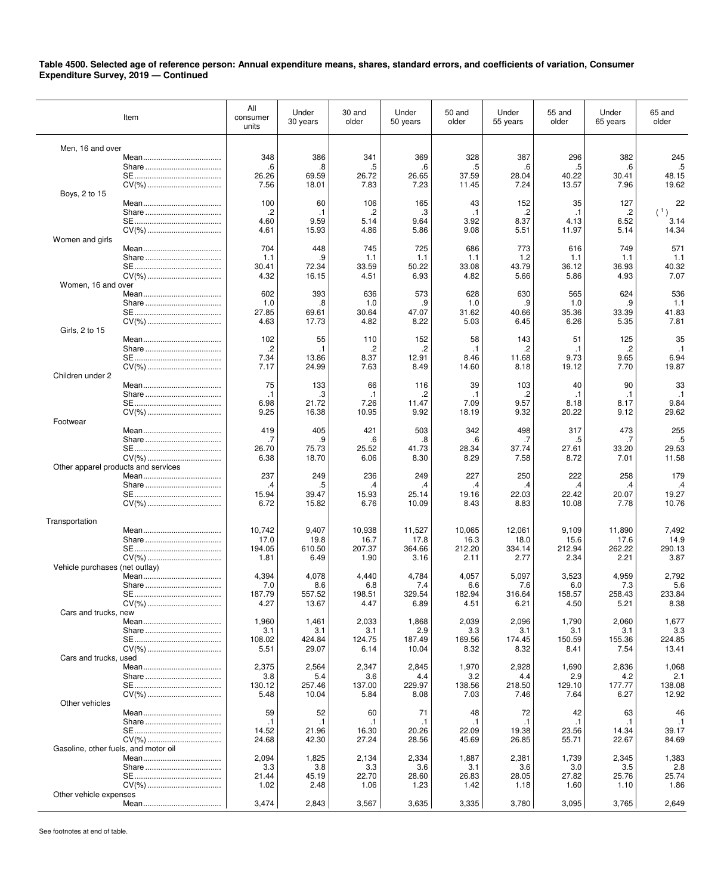**Table 4500. Selected age of reference person: Annual expenditure means, shares, standard errors, and coefficients of variation, Consumer Expenditure Survey, 2019 — Continued**

| Item | | All consumer units | Under 30 years | 30 and older | Under 50 years | 50 and older | Under 55 years | 55 and older | Under 65 years | 65 and older |
|---|---|---|---|---|---|---|---|---|---|---|
| Men, 16 and over | | | | | | | | | | |
| | Mean | 348 | 386 | 341 | 369 | 328 | 387 | 296 | 382 | 245 |
| | Share | .6 | .8 | .5 | .6 | .5 | .6 | .5 | .6 | .5 |
| | SE | 26.26 | 69.59 | 26.72 | 26.65 | 37.59 | 28.04 | 40.22 | 30.41 | 48.15 |
| | CV(%) | 7.56 | 18.01 | 7.83 | 7.23 | 11.45 | 7.24 | 13.57 | 7.96 | 19.62 |
| Boys, 2 to 15 | | | | | | | | | | |
| | Mean | 100 | 60 | 106 | 165 | 43 | 152 | 35 | 127 | 22 |
| | Share | .2 | .1 | .2 | .3 | .1 | .2 | .1 | .2 | ( 1 ) |
| | SE | 4.60 | 9.59 | 5.14 | 9.64 | 3.92 | 8.37 | 4.13 | 6.52 | 3.14 |
| | CV(%) | 4.61 | 15.93 | 4.86 | 5.86 | 9.08 | 5.51 | 11.97 | 5.14 | 14.34 |
| Women and girls | | | | | | | | | | |
| | Mean | 704 | 448 | 745 | 725 | 686 | 773 | 616 | 749 | 571 |
| | Share | 1.1 | .9 | 1.1 | 1.1 | 1.1 | 1.2 | 1.1 | 1.1 | 1.1 |
| | SE | 30.41 | 72.34 | 33.59 | 50.22 | 33.08 | 43.79 | 36.12 | 36.93 | 40.32 |
| | CV(%) | 4.32 | 16.15 | 4.51 | 6.93 | 4.82 | 5.66 | 5.86 | 4.93 | 7.07 |
| Women, 16 and over | | | | | | | | | | |
| | Mean | 602 | 393 | 636 | 573 | 628 | 630 | 565 | 624 | 536 |
| | Share | 1.0 | .8 | 1.0 | .9 | 1.0 | .9 | 1.0 | .9 | 1.1 |
| | SE | 27.85 | 69.61 | 30.64 | 47.07 | 31.62 | 40.66 | 35.36 | 33.39 | 41.83 |
| | CV(%) | 4.63 | 17.73 | 4.82 | 8.22 | 5.03 | 6.45 | 6.26 | 5.35 | 7.81 |
| Girls, 2 to 15 | | | | | | | | | | |
| | Mean | 102 | 55 | 110 | 152 | 58 | 143 | 51 | 125 | 35 |
| | Share | .2 | .1 | .2 | .2 | .1 | .2 | .1 | .2 | .1 |
| | SE | 7.34 | 13.86 | 8.37 | 12.91 | 8.46 | 11.68 | 9.73 | 9.65 | 6.94 |
| | CV(%) | 7.17 | 24.99 | 7.63 | 8.49 | 14.60 | 8.18 | 19.12 | 7.70 | 19.87 |
| Children under 2 | | | | | | | | | | |
| | Mean | 75 | 133 | 66 | 116 | 39 | 103 | 40 | 90 | 33 |
| | Share | .1 | .3 | .1 | .2 | .1 | .2 | .1 | .1 | .1 |
| | SE | 6.98 | 21.72 | 7.26 | 11.47 | 7.09 | 9.57 | 8.18 | 8.17 | 9.84 |
| | CV(%) | 9.25 | 16.38 | 10.95 | 9.92 | 18.19 | 9.32 | 20.22 | 9.12 | 29.62 |
| Footwear | | | | | | | | | | |
| | Mean | 419 | 405 | 421 | 503 | 342 | 498 | 317 | 473 | 255 |
| | Share | .7 | .9 | .6 | .8 | .6 | .7 | .5 | .7 | .5 |
| | SE | 26.70 | 75.73 | 25.52 | 41.73 | 28.34 | 37.74 | 27.61 | 33.20 | 29.53 |
| | CV(%) | 6.38 | 18.70 | 6.06 | 8.30 | 8.29 | 7.58 | 8.72 | 7.01 | 11.58 |
| Other apparel products and services | | | | | | | | | | |
| | Mean | 237 | 249 | 236 | 249 | 227 | 250 | 222 | 258 | 179 |
| | Share | .4 | .5 | .4 | .4 | .4 | .4 | .4 | .4 | .4 |
| | SE | 15.94 | 39.47 | 15.93 | 25.14 | 19.16 | 22.03 | 22.42 | 20.07 | 19.27 |
| | CV(%) | 6.72 | 15.82 | 6.76 | 10.09 | 8.43 | 8.83 | 10.08 | 7.78 | 10.76 |
| Transportation | | | | | | | | | | |
| | Mean | 10,742 | 9,407 | 10,938 | 11,527 | 10,065 | 12,061 | 9,109 | 11,890 | 7,492 |
| | Share | 17.0 | 19.8 | 16.7 | 17.8 | 16.3 | 18.0 | 15.6 | 17.6 | 14.9 |
| | SE | 194.05 | 610.50 | 207.37 | 364.66 | 212.20 | 334.14 | 212.94 | 262.22 | 290.13 |
| | CV(%) | 1.81 | 6.49 | 1.90 | 3.16 | 2.11 | 2.77 | 2.34 | 2.21 | 3.87 |
| Vehicle purchases (net outlay) | | | | | | | | | | |
| | Mean | 4,394 | 4,078 | 4,440 | 4,784 | 4,057 | 5,097 | 3,523 | 4,959 | 2,792 |
| | Share | 7.0 | 8.6 | 6.8 | 7.4 | 6.6 | 7.6 | 6.0 | 7.3 | 5.6 |
| | SE | 187.79 | 557.52 | 198.51 | 329.54 | 182.94 | 316.64 | 158.57 | 258.43 | 233.84 |
| | CV(%) | 4.27 | 13.67 | 4.47 | 6.89 | 4.51 | 6.21 | 4.50 | 5.21 | 8.38 |
| Cars and trucks, new | | | | | | | | | | |
| | Mean | 1,960 | 1,461 | 2,033 | 1,868 | 2,039 | 2,096 | 1,790 | 2,060 | 1,677 |
| | Share | 3.1 | 3.1 | 3.1 | 2.9 | 3.3 | 3.1 | 3.1 | 3.1 | 3.3 |
| | SE | 108.02 | 424.84 | 124.75 | 187.49 | 169.56 | 174.45 | 150.59 | 155.36 | 224.85 |
| | CV(%) | 5.51 | 29.07 | 6.14 | 10.04 | 8.32 | 8.32 | 8.41 | 7.54 | 13.41 |
| Cars and trucks, used | | | | | | | | | | |
| | Mean | 2,375 | 2,564 | 2,347 | 2,845 | 1,970 | 2,928 | 1,690 | 2,836 | 1,068 |
| | Share | 3.8 | 5.4 | 3.6 | 4.4 | 3.2 | 4.4 | 2.9 | 4.2 | 2.1 |
| | SE | 130.12 | 257.46 | 137.00 | 229.97 | 138.56 | 218.50 | 129.10 | 177.77 | 138.08 |
| | CV(%) | 5.48 | 10.04 | 5.84 | 8.08 | 7.03 | 7.46 | 7.64 | 6.27 | 12.92 |
| Other vehicles | | | | | | | | | | |
| | Mean | 59 | 52 | 60 | 71 | 48 | 72 | 42 | 63 | 46 |
| | Share | .1 | .1 | .1 | .1 | .1 | .1 | .1 | .1 | .1 |
| | SE | 14.52 | 21.96 | 16.30 | 20.26 | 22.09 | 19.38 | 23.56 | 14.34 | 39.17 |
| | CV(%) | 24.68 | 42.30 | 27.24 | 28.56 | 45.69 | 26.85 | 55.71 | 22.67 | 84.69 |
| Gasoline, other fuels, and motor oil | | | | | | | | | | |
| | Mean | 2,094 | 1,825 | 2,134 | 2,334 | 1,887 | 2,381 | 1,739 | 2,345 | 1,383 |
| | Share | 3.3 | 3.8 | 3.3 | 3.6 | 3.1 | 3.6 | 3.0 | 3.5 | 2.8 |
| | SE | 21.44 | 45.19 | 22.70 | 28.60 | 26.83 | 28.05 | 27.82 | 25.76 | 25.74 |
| | CV(%) | 1.02 | 2.48 | 1.06 | 1.23 | 1.42 | 1.18 | 1.60 | 1.10 | 1.86 |
| Other vehicle expenses | | | | | | | | | | |
| | Mean | 3,474 | 2,843 | 3,567 | 3,635 | 3,335 | 3,780 | 3,095 | 3,765 | 2,649 |

See footnotes at end of table.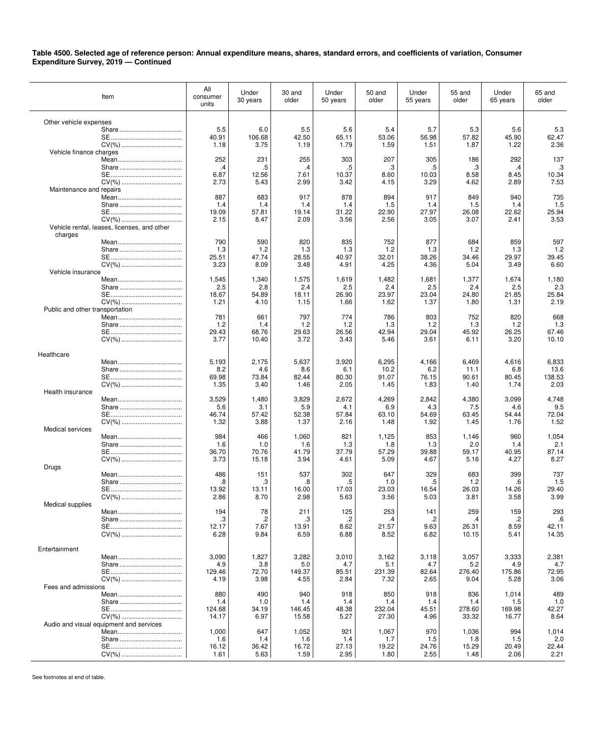**Table 4500. Selected age of reference person: Annual expenditure means, shares, standard errors, and coefficients of variation, Consumer Expenditure Survey, 2019 — Continued**

| Item | All consumer units | Under 30 years | 30 and older | Under 50 years | 50 and older | Under 55 years | 55 and older | Under 65 years | 65 and older |
|---|---|---|---|---|---|---|---|---|---|
| Other vehicle expenses | | | | | | | | | |
| Share | 5.5 | 6.0 | 5.5 | 5.6 | 5.4 | 5.7 | 5.3 | 5.6 | 5.3 |
| SE | 40.91 | 106.68 | 42.50 | 65.11 | 53.06 | 56.98 | 57.82 | 45.90 | 62.47 |
| CV(%) | 1.18 | 3.75 | 1.19 | 1.79 | 1.59 | 1.51 | 1.87 | 1.22 | 2.36 |
| Vehicle finance charges | | | | | | | | | |
| Mean | 252 | 231 | 255 | 303 | 207 | 305 | 186 | 292 | 137 |
| Share | .4 | .5 | .4 | .5 | .3 | .5 | .3 | .4 | .3 |
| SE | 6.87 | 12.56 | 7.61 | 10.37 | 8.60 | 10.03 | 8.58 | 8.45 | 10.34 |
| CV(%) | 2.73 | 5.43 | 2.99 | 3.42 | 4.15 | 3.29 | 4.62 | 2.89 | 7.53 |
| Maintenance and repairs | | | | | | | | | |
| Mean | 887 | 683 | 917 | 878 | 894 | 917 | 849 | 940 | 735 |
| Share | 1.4 | 1.4 | 1.4 | 1.4 | 1.5 | 1.4 | 1.5 | 1.4 | 1.5 |
| SE | 19.09 | 57.81 | 19.14 | 31.22 | 22.90 | 27.97 | 26.08 | 22.62 | 25.94 |
| CV(%) | 2.15 | 8.47 | 2.09 | 3.56 | 2.56 | 3.05 | 3.07 | 2.41 | 3.53 |
| Vehicle rental, leases, licenses, and other charges | | | | | | | | | |
| Mean | 790 | 590 | 820 | 835 | 752 | 877 | 684 | 859 | 597 |
| Share | 1.3 | 1.2 | 1.3 | 1.3 | 1.2 | 1.3 | 1.2 | 1.3 | 1.2 |
| SE | 25.51 | 47.74 | 28.55 | 40.97 | 32.01 | 38.26 | 34.46 | 29.97 | 39.45 |
| CV(%) | 3.23 | 8.09 | 3.48 | 4.91 | 4.25 | 4.36 | 5.04 | 3.49 | 6.60 |
| Vehicle insurance | | | | | | | | | |
| Mean | 1,545 | 1,340 | 1,575 | 1,619 | 1,482 | 1,681 | 1,377 | 1,674 | 1,180 |
| Share | 2.5 | 2.8 | 2.4 | 2.5 | 2.4 | 2.5 | 2.4 | 2.5 | 2.3 |
| SE | 18.67 | 54.89 | 18.11 | 26.90 | 23.97 | 23.04 | 24.80 | 21.85 | 25.84 |
| CV(%) | 1.21 | 4.10 | 1.15 | 1.66 | 1.62 | 1.37 | 1.80 | 1.31 | 2.19 |
| Public and other transportation | | | | | | | | | |
| Mean | 781 | 661 | 797 | 774 | 786 | 803 | 752 | 820 | 668 |
| Share | 1.2 | 1.4 | 1.2 | 1.2 | 1.3 | 1.2 | 1.3 | 1.2 | 1.3 |
| SE | 29.43 | 68.76 | 29.63 | 26.56 | 42.94 | 29.04 | 45.92 | 26.25 | 67.46 |
| CV(%) | 3.77 | 10.40 | 3.72 | 3.43 | 5.46 | 3.61 | 6.11 | 3.20 | 10.10 |
| Healthcare | | | | | | | | | |
| Mean | 5,193 | 2,175 | 5,637 | 3,920 | 6,295 | 4,166 | 6,469 | 4,616 | 6,833 |
| Share | 8.2 | 4.6 | 8.6 | 6.1 | 10.2 | 6.2 | 11.1 | 6.8 | 13.6 |
| SE | 69.98 | 73.84 | 82.44 | 80.30 | 91.07 | 76.15 | 90.61 | 80.45 | 138.53 |
| CV(%) | 1.35 | 3.40 | 1.46 | 2.05 | 1.45 | 1.83 | 1.40 | 1.74 | 2.03 |
| Health insurance | | | | | | | | | |
| Mean | 3,529 | 1,480 | 3,829 | 2,672 | 4,269 | 2,842 | 4,380 | 3,099 | 4,748 |
| Share | 5.6 | 3.1 | 5.9 | 4.1 | 6.9 | 4.3 | 7.5 | 4.6 | 9.5 |
| SE | 46.74 | 57.42 | 52.38 | 57.84 | 63.10 | 54.69 | 63.45 | 54.44 | 72.04 |
| CV(%) | 1.32 | 3.88 | 1.37 | 2.16 | 1.48 | 1.92 | 1.45 | 1.76 | 1.52 |
| Medical services | | | | | | | | | |
| Mean | 984 | 466 | 1,060 | 821 | 1,125 | 853 | 1,146 | 960 | 1,054 |
| Share | 1.6 | 1.0 | 1.6 | 1.3 | 1.8 | 1.3 | 2.0 | 1.4 | 2.1 |
| SE | 36.70 | 70.76 | 41.79 | 37.79 | 57.29 | 39.88 | 59.17 | 40.95 | 87.14 |
| CV(%) | 3.73 | 15.18 | 3.94 | 4.61 | 5.09 | 4.67 | 5.16 | 4.27 | 8.27 |
| Drugs | | | | | | | | | |
| Mean | 486 | 151 | 537 | 302 | 647 | 329 | 683 | 399 | 737 |
| Share | .8 | .3 | .8 | .5 | 1.0 | .5 | 1.2 | .6 | 1.5 |
| SE | 13.92 | 13.11 | 16.00 | 17.03 | 23.03 | 16.54 | 26.03 | 14.26 | 29.40 |
| CV(%) | 2.86 | 8.70 | 2.98 | 5.63 | 3.56 | 5.03 | 3.81 | 3.58 | 3.99 |
| Medical supplies | | | | | | | | | |
| Mean | 194 | 78 | 211 | 125 | 253 | 141 | 259 | 159 | 293 |
| Share | .3 | .2 | .3 | .2 | .4 | .2 | .4 | .2 | .6 |
| SE | 12.17 | 7.67 | 13.91 | 8.62 | 21.57 | 9.63 | 26.31 | 8.59 | 42.11 |
| CV(%) | 6.28 | 9.84 | 6.59 | 6.88 | 8.52 | 6.82 | 10.15 | 5.41 | 14.35 |
| Entertainment | | | | | | | | | |
| Mean | 3,090 | 1,827 | 3,282 | 3,010 | 3,162 | 3,118 | 3,057 | 3,333 | 2,381 |
| Share | 4.9 | 3.8 | 5.0 | 4.7 | 5.1 | 4.7 | 5.2 | 4.9 | 4.7 |
| SE | 129.46 | 72.70 | 149.37 | 85.51 | 231.39 | 82.64 | 276.40 | 175.86 | 72.95 |
| CV(%) | 4.19 | 3.98 | 4.55 | 2.84 | 7.32 | 2.65 | 9.04 | 5.28 | 3.06 |
| Fees and admissions | | | | | | | | | |
| Mean | 880 | 490 | 940 | 918 | 850 | 918 | 836 | 1,014 | 489 |
| Share | 1.4 | 1.0 | 1.4 | 1.4 | 1.4 | 1.4 | 1.4 | 1.5 | 1.0 |
| SE | 124.68 | 34.19 | 146.45 | 48.38 | 232.04 | 45.51 | 278.60 | 169.98 | 42.27 |
| CV(%) | 14.17 | 6.97 | 15.58 | 5.27 | 27.30 | 4.96 | 33.32 | 16.77 | 8.64 |
| Audio and visual equipment and services | | | | | | | | | |
| Mean | 1,000 | 647 | 1,052 | 921 | 1,067 | 970 | 1,036 | 994 | 1,014 |
| Share | 1.6 | 1.4 | 1.6 | 1.4 | 1.7 | 1.5 | 1.8 | 1.5 | 2.0 |
| SE | 16.12 | 36.42 | 16.72 | 27.13 | 19.22 | 24.76 | 15.29 | 20.49 | 22.44 |
| CV(%) | 1.61 | 5.63 | 1.59 | 2.95 | 1.80 | 2.55 | 1.48 | 2.06 | 2.21 |

See footnotes at end of table.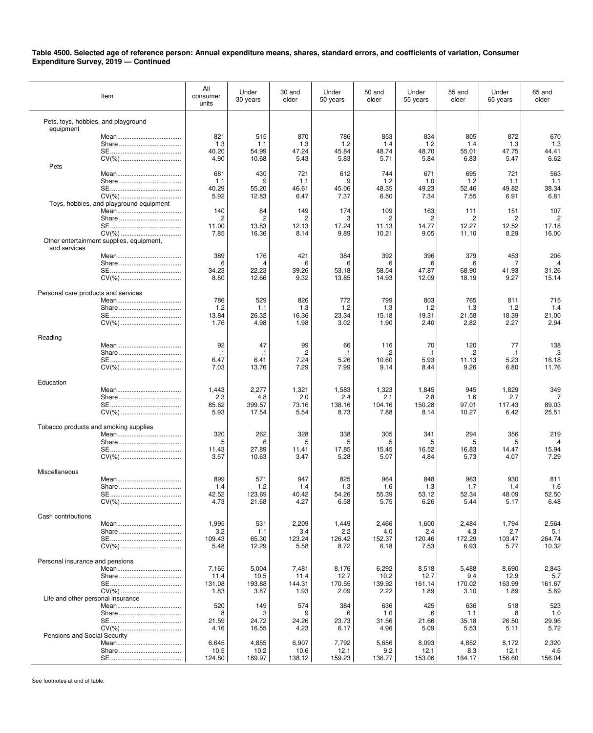**Table 4500. Selected age of reference person: Annual expenditure means, shares, standard errors, and coefficients of variation, Consumer Expenditure Survey, 2019 — Continued**

| Item | All consumer units | Under 30 years | 30 and older | Under 50 years | 50 and older | Under 55 years | 55 and older | Under 65 years | 65 and older |
|---|---|---|---|---|---|---|---|---|---|
| Pets, toys, hobbies, and playground equipment | | | | | | | | | |
| Mean | 821 | 515 | 870 | 786 | 853 | 834 | 805 | 872 | 670 |
| Share | 1.3 | 1.1 | 1.3 | 1.2 | 1.4 | 1.2 | 1.4 | 1.3 | 1.3 |
| SE | 40.20 | 54.99 | 47.24 | 45.84 | 48.74 | 48.70 | 55.01 | 47.75 | 44.41 |
| CV(%) | 4.90 | 10.68 | 5.43 | 5.83 | 5.71 | 5.84 | 6.83 | 5.47 | 6.62 |
| Pets | | | | | | | | | |
| Mean | 681 | 430 | 721 | 612 | 744 | 671 | 695 | 721 | 563 |
| Share | 1.1 | .9 | 1.1 | .9 | 1.2 | 1.0 | 1.2 | 1.1 | 1.1 |
| SE | 40.29 | 55.20 | 46.61 | 45.06 | 48.35 | 49.23 | 52.46 | 49.82 | 38.34 |
| CV(%) | 5.92 | 12.83 | 6.47 | 7.37 | 6.50 | 7.34 | 7.55 | 6.91 | 6.81 |
| Toys, hobbies, and playground equipment | | | | | | | | | |
| Mean | 140 | 84 | 149 | 174 | 109 | 163 | 111 | 151 | 107 |
| Share | .2 | .2 | .2 | .3 | .2 | .2 | .2 | .2 | .2 |
| SE | 11.00 | 13.83 | 12.13 | 17.24 | 11.13 | 14.77 | 12.27 | 12.52 | 17.18 |
| CV(%) | 7.85 | 16.36 | 8.14 | 9.89 | 10.21 | 9.05 | 11.10 | 8.29 | 16.00 |
| Other entertainment supplies, equipment, and services | | | | | | | | | |
| Mean | 389 | 176 | 421 | 384 | 392 | 396 | 379 | 453 | 206 |
| Share | .6 | .4 | .6 | .6 | .6 | .6 | .6 | .7 | .4 |
| SE | 34.23 | 22.23 | 39.26 | 53.18 | 58.54 | 47.87 | 68.90 | 41.93 | 31.26 |
| CV(%) | 8.80 | 12.66 | 9.32 | 13.85 | 14.93 | 12.09 | 18.19 | 9.27 | 15.14 |
| Personal care products and services | | | | | | | | | |
| Mean | 786 | 529 | 826 | 772 | 799 | 803 | 765 | 811 | 715 |
| Share | 1.2 | 1.1 | 1.3 | 1.2 | 1.3 | 1.2 | 1.3 | 1.2 | 1.4 |
| SE | 13.84 | 26.32 | 16.36 | 23.34 | 15.18 | 19.31 | 21.58 | 18.39 | 21.00 |
| CV(%) | 1.76 | 4.98 | 1.98 | 3.02 | 1.90 | 2.40 | 2.82 | 2.27 | 2.94 |
| Reading | | | | | | | | | |
| Mean | 92 | 47 | 99 | 66 | 116 | 70 | 120 | 77 | 138 |
| Share | .1 | .1 | .2 | .1 | .2 | .1 | .2 | .1 | .3 |
| SE | 6.47 | 6.41 | 7.24 | 5.26 | 10.60 | 5.93 | 11.13 | 5.23 | 16.18 |
| CV(%) | 7.03 | 13.76 | 7.29 | 7.99 | 9.14 | 8.44 | 9.26 | 6.80 | 11.76 |
| Education | | | | | | | | | |
| Mean | 1,443 | 2,277 | 1,321 | 1,583 | 1,323 | 1,845 | 945 | 1,829 | 349 |
| Share | 2.3 | 4.8 | 2.0 | 2.4 | 2.1 | 2.8 | 1.6 | 2.7 | .7 |
| SE | 85.62 | 399.57 | 73.16 | 138.16 | 104.16 | 150.28 | 97.01 | 117.43 | 89.03 |
| CV(%) | 5.93 | 17.54 | 5.54 | 8.73 | 7.88 | 8.14 | 10.27 | 6.42 | 25.51 |
| Tobacco products and smoking supplies | | | | | | | | | |
| Mean | 320 | 262 | 328 | 338 | 305 | 341 | 294 | 356 | 219 |
| Share | .5 | .6 | .5 | .5 | .5 | .5 | .5 | .5 | .4 |
| SE | 11.43 | 27.89 | 11.41 | 17.85 | 15.45 | 16.52 | 16.83 | 14.47 | 15.94 |
| CV(%) | 3.57 | 10.63 | 3.47 | 5.28 | 5.07 | 4.84 | 5.73 | 4.07 | 7.29 |
| Miscellaneous | | | | | | | | | |
| Mean | 899 | 571 | 947 | 825 | 964 | 848 | 963 | 930 | 811 |
| Share | 1.4 | 1.2 | 1.4 | 1.3 | 1.6 | 1.3 | 1.7 | 1.4 | 1.6 |
| SE | 42.52 | 123.69 | 40.42 | 54.26 | 55.39 | 53.12 | 52.34 | 48.09 | 52.50 |
| CV(%) | 4.73 | 21.68 | 4.27 | 6.58 | 5.75 | 6.26 | 5.44 | 5.17 | 6.48 |
| Cash contributions | | | | | | | | | |
| Mean | 1,995 | 531 | 2,209 | 1,449 | 2,466 | 1,600 | 2,484 | 1,794 | 2,564 |
| Share | 3.2 | 1.1 | 3.4 | 2.2 | 4.0 | 2.4 | 4.3 | 2.7 | 5.1 |
| SE | 109.43 | 65.30 | 123.24 | 126.42 | 152.37 | 120.46 | 172.29 | 103.47 | 264.74 |
| CV(%) | 5.48 | 12.29 | 5.58 | 8.72 | 6.18 | 7.53 | 6.93 | 5.77 | 10.32 |
| Personal insurance and pensions | | | | | | | | | |
| Mean | 7,165 | 5,004 | 7,481 | 8,176 | 6,292 | 8,518 | 5,488 | 8,690 | 2,843 |
| Share | 11.4 | 10.5 | 11.4 | 12.7 | 10.2 | 12.7 | 9.4 | 12.9 | 5.7 |
| SE | 131.08 | 193.88 | 144.31 | 170.55 | 139.92 | 161.14 | 170.02 | 163.99 | 161.67 |
| CV(%) | 1.83 | 3.87 | 1.93 | 2.09 | 2.22 | 1.89 | 3.10 | 1.89 | 5.69 |
| Life and other personal insurance | | | | | | | | | |
| Mean | 520 | 149 | 574 | 384 | 636 | 425 | 636 | 518 | 523 |
| Share | .8 | .3 | .9 | .6 | 1.0 | .6 | 1.1 | .8 | 1.0 |
| SE | 21.59 | 24.72 | 24.26 | 23.73 | 31.56 | 21.66 | 35.18 | 26.50 | 29.96 |
| CV(%) | 4.16 | 16.55 | 4.23 | 6.17 | 4.96 | 5.09 | 5.53 | 5.11 | 5.72 |
| Pensions and Social Security | | | | | | | | | |
| Mean | 6,645 | 4,855 | 6,907 | 7,792 | 5,656 | 8,093 | 4,852 | 8,172 | 2,320 |
| Share | 10.5 | 10.2 | 10.6 | 12.1 | 9.2 | 12.1 | 8.3 | 12.1 | 4.6 |
| SE | 124.80 | 189.97 | 138.12 | 159.23 | 136.77 | 153.06 | 164.17 | 156.60 | 156.04 |

See footnotes at end of table.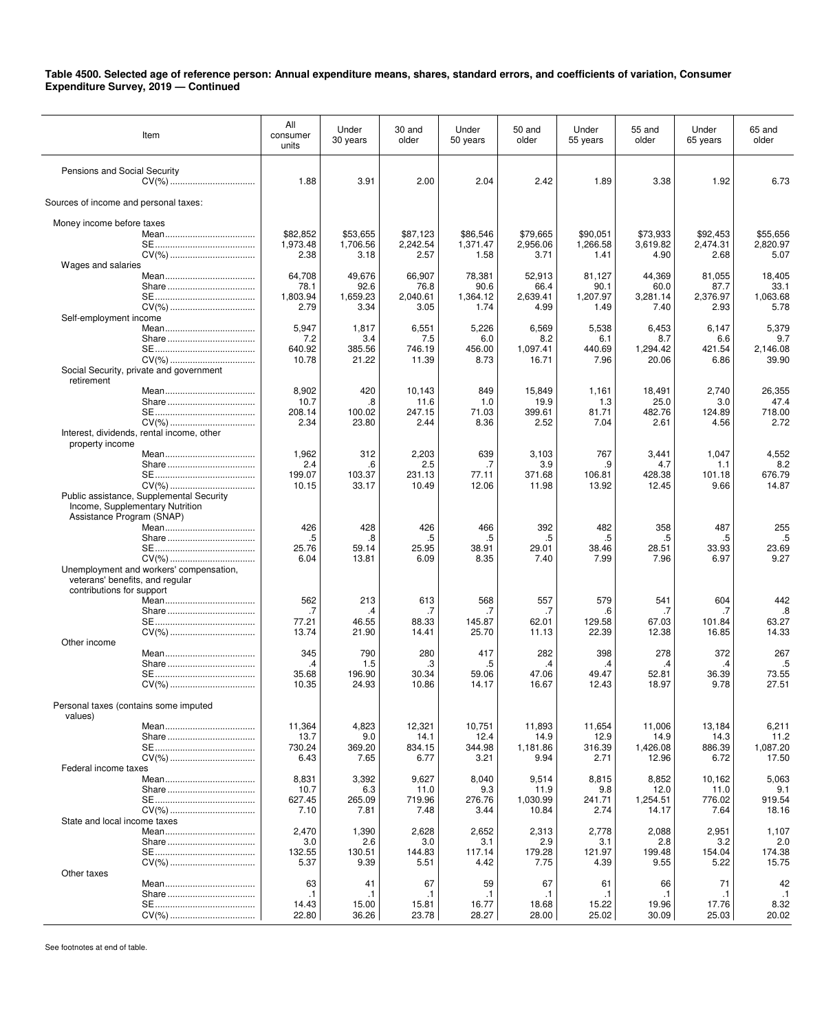**Table 4500. Selected age of reference person: Annual expenditure means, shares, standard errors, and coefficients of variation, Consumer Expenditure Survey, 2019 — Continued**

| Item | All consumer units | Under 30 years | 30 and older | Under 50 years | 50 and older | Under 55 years | 55 and older | Under 65 years | 65 and older |
|---|---|---|---|---|---|---|---|---|---|
| Pensions and Social Security | | | | | | | | | |
| CV(%) | 1.88 | 3.91 | 2.00 | 2.04 | 2.42 | 1.89 | 3.38 | 1.92 | 6.73 |
| Sources of income and personal taxes: | | | | | | | | | |
| Money income before taxes | | | | | | | | | |
| Mean | $82,852 | $53,655 | $87,123 | $86,546 | $79,665 | $90,051 | $73,933 | $92,453 | $55,656 |
| SE | 1,973.48 | 1,706.56 | 2,242.54 | 1,371.47 | 2,956.06 | 1,266.58 | 3,619.82 | 2,474.31 | 2,820.97 |
| CV(%) | 2.38 | 3.18 | 2.57 | 1.58 | 3.71 | 1.41 | 4.90 | 2.68 | 5.07 |
| Wages and salaries | | | | | | | | | |
| Mean | 64,708 | 49,676 | 66,907 | 78,381 | 52,913 | 81,127 | 44,369 | 81,055 | 18,405 |
| Share | 78.1 | 92.6 | 76.8 | 90.6 | 66.4 | 90.1 | 60.0 | 87.7 | 33.1 |
| SE | 1,803.94 | 1,659.23 | 2,040.61 | 1,364.12 | 2,639.41 | 1,207.97 | 3,281.14 | 2,376.97 | 1,063.68 |
| CV(%) | 2.79 | 3.34 | 3.05 | 1.74 | 4.99 | 1.49 | 7.40 | 2.93 | 5.78 |
| Self-employment income | | | | | | | | | |
| Mean | 5,947 | 1,817 | 6,551 | 5,226 | 6,569 | 5,538 | 6,453 | 6,147 | 5,379 |
| Share | 7.2 | 3.4 | 7.5 | 6.0 | 8.2 | 6.1 | 8.7 | 6.6 | 9.7 |
| SE | 640.92 | 385.56 | 746.19 | 456.00 | 1,097.41 | 440.69 | 1,294.42 | 421.54 | 2,146.08 |
| CV(%) | 10.78 | 21.22 | 11.39 | 8.73 | 16.71 | 7.96 | 20.06 | 6.86 | 39.90 |
| Social Security, private and government retirement | | | | | | | | | |
| Mean | 8,902 | 420 | 10,143 | 849 | 15,849 | 1,161 | 18,491 | 2,740 | 26,355 |
| Share | 10.7 | .8 | 11.6 | 1.0 | 19.9 | 1.3 | 25.0 | 3.0 | 47.4 |
| SE | 208.14 | 100.02 | 247.15 | 71.03 | 399.61 | 81.71 | 482.76 | 124.89 | 718.00 |
| CV(%) | 2.34 | 23.80 | 2.44 | 8.36 | 2.52 | 7.04 | 2.61 | 4.56 | 2.72 |
| Interest, dividends, rental income, other property income | | | | | | | | | |
| Mean | 1,962 | 312 | 2,203 | 639 | 3,103 | 767 | 3,441 | 1,047 | 4,552 |
| Share | 2.4 | .6 | 2.5 | .7 | 3.9 | .9 | 4.7 | 1.1 | 8.2 |
| SE | 199.07 | 103.37 | 231.13 | 77.11 | 371.68 | 106.81 | 428.38 | 101.18 | 676.79 |
| CV(%) | 10.15 | 33.17 | 10.49 | 12.06 | 11.98 | 13.92 | 12.45 | 9.66 | 14.87 |
| Public assistance, Supplemental Security Income, Supplementary Nutrition Assistance Program (SNAP) | | | | | | | | | |
| Mean | 426 | 428 | 426 | 466 | 392 | 482 | 358 | 487 | 255 |
| Share | .5 | .8 | .5 | .5 | .5 | .5 | .5 | .5 | .5 |
| SE | 25.76 | 59.14 | 25.95 | 38.91 | 29.01 | 38.46 | 28.51 | 33.93 | 23.69 |
| CV(%) | 6.04 | 13.81 | 6.09 | 8.35 | 7.40 | 7.99 | 7.96 | 6.97 | 9.27 |
| Unemployment and workers' compensation, veterans' benefits, and regular contributions for support | | | | | | | | | |
| Mean | 562 | 213 | 613 | 568 | 557 | 579 | 541 | 604 | 442 |
| Share | .7 | .4 | .7 | .7 | .7 | .6 | .7 | .7 | .8 |
| SE | 77.21 | 46.55 | 88.33 | 145.87 | 62.01 | 129.58 | 67.03 | 101.84 | 63.27 |
| CV(%) | 13.74 | 21.90 | 14.41 | 25.70 | 11.13 | 22.39 | 12.38 | 16.85 | 14.33 |
| Other income | | | | | | | | | |
| Mean | 345 | 790 | 280 | 417 | 282 | 398 | 278 | 372 | 267 |
| Share | .4 | 1.5 | .3 | .5 | .4 | .4 | .4 | .4 | .5 |
| SE | 35.68 | 196.90 | 30.34 | 59.06 | 47.06 | 49.47 | 52.81 | 36.39 | 73.55 |
| CV(%) | 10.35 | 24.93 | 10.86 | 14.17 | 16.67 | 12.43 | 18.97 | 9.78 | 27.51 |
| Personal taxes (contains some imputed values) | | | | | | | | | |
| Mean | 11,364 | 4,823 | 12,321 | 10,751 | 11,893 | 11,654 | 11,006 | 13,184 | 6,211 |
| Share | 13.7 | 9.0 | 14.1 | 12.4 | 14.9 | 12.9 | 14.9 | 14.3 | 11.2 |
| SE | 730.24 | 369.20 | 834.15 | 344.98 | 1,181.86 | 316.39 | 1,426.08 | 886.39 | 1,087.20 |
| CV(%) | 6.43 | 7.65 | 6.77 | 3.21 | 9.94 | 2.71 | 12.96 | 6.72 | 17.50 |
| Federal income taxes | | | | | | | | | |
| Mean | 8,831 | 3,392 | 9,627 | 8,040 | 9,514 | 8,815 | 8,852 | 10,162 | 5,063 |
| Share | 10.7 | 6.3 | 11.0 | 9.3 | 11.9 | 9.8 | 12.0 | 11.0 | 9.1 |
| SE | 627.45 | 265.09 | 719.96 | 276.76 | 1,030.99 | 241.71 | 1,254.51 | 776.02 | 919.54 |
| CV(%) | 7.10 | 7.81 | 7.48 | 3.44 | 10.84 | 2.74 | 14.17 | 7.64 | 18.16 |
| State and local income taxes | | | | | | | | | |
| Mean | 2,470 | 1,390 | 2,628 | 2,652 | 2,313 | 2,778 | 2,088 | 2,951 | 1,107 |
| Share | 3.0 | 2.6 | 3.0 | 3.1 | 2.9 | 3.1 | 2.8 | 3.2 | 2.0 |
| SE | 132.55 | 130.51 | 144.83 | 117.14 | 179.28 | 121.97 | 199.48 | 154.04 | 174.38 |
| CV(%) | 5.37 | 9.39 | 5.51 | 4.42 | 7.75 | 4.39 | 9.55 | 5.22 | 15.75 |
| Other taxes | | | | | | | | | |
| Mean | 63 | 41 | 67 | 59 | 67 | 61 | 66 | 71 | 42 |
| Share | .1 | .1 | .1 | .1 | .1 | .1 | .1 | .1 | .1 |
| SE | 14.43 | 15.00 | 15.81 | 16.77 | 18.68 | 15.22 | 19.96 | 17.76 | 8.32 |
| CV(%) | 22.80 | 36.26 | 23.78 | 28.27 | 28.00 | 25.02 | 30.09 | 25.03 | 20.02 |

See footnotes at end of table.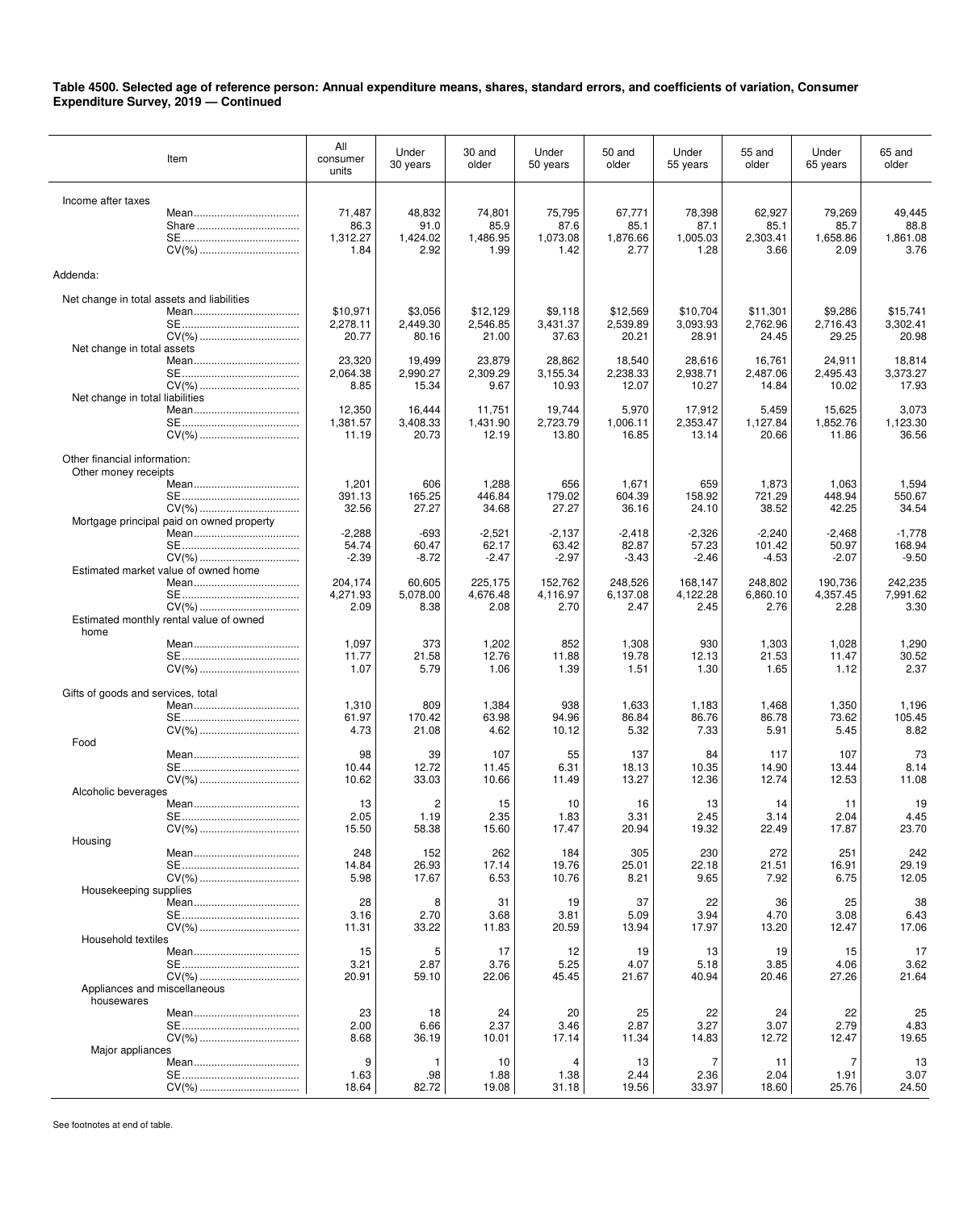**Table 4500. Selected age of reference person: Annual expenditure means, shares, standard errors, and coefficients of variation, Consumer Expenditure Survey, 2019 — Continued**

| Item | All consumer units | Under 30 years | 30 and older | Under 50 years | 50 and older | Under 55 years | 55 and older | Under 65 years | 65 and older |
|---|---|---|---|---|---|---|---|---|---|
| Income after taxes | | | | | | | | | |
| Mean | 71,487 | 48,832 | 74,801 | 75,795 | 67,771 | 78,398 | 62,927 | 79,269 | 49,445 |
| Share | 86.3 | 91.0 | 85.9 | 87.6 | 85.1 | 87.1 | 85.1 | 85.7 | 88.8 |
| SE | 1,312.27 | 1,424.02 | 1,486.95 | 1,073.08 | 1,876.66 | 1,005.03 | 2,303.41 | 1,658.86 | 1,861.08 |
| CV(%) | 1.84 | 2.92 | 1.99 | 1.42 | 2.77 | 1.28 | 3.66 | 2.09 | 3.76 |
| Addenda: | | | | | | | | | |
| Net change in total assets and liabilities | | | | | | | | | |
| Mean | $10,971 | $3,056 | $12,129 | $9,118 | $12,569 | $10,704 | $11,301 | $9,286 | $15,741 |
| SE | 2,278.11 | 2,449.30 | 2,546.85 | 3,431.37 | 2,539.89 | 3,093.93 | 2,762.96 | 2,716.43 | 3,302.41 |
| CV(%) | 20.77 | 80.16 | 21.00 | 37.63 | 20.21 | 28.91 | 24.45 | 29.25 | 20.98 |
| Net change in total assets | | | | | | | | | |
| Mean | 23,320 | 19,499 | 23,879 | 28,862 | 18,540 | 28,616 | 16,761 | 24,911 | 18,814 |
| SE | 2,064.38 | 2,990.27 | 2,309.29 | 3,155.34 | 2,238.33 | 2,938.71 | 2,487.06 | 2,495.43 | 3,373.27 |
| CV(%) | 8.85 | 15.34 | 9.67 | 10.93 | 12.07 | 10.27 | 14.84 | 10.02 | 17.93 |
| Net change in total liabilities | | | | | | | | | |
| Mean | 12,350 | 16,444 | 11,751 | 19,744 | 5,970 | 17,912 | 5,459 | 15,625 | 3,073 |
| SE | 1,381.57 | 3,408.33 | 1,431.90 | 2,723.79 | 1,006.11 | 2,353.47 | 1,127.84 | 1,852.76 | 1,123.30 |
| CV(%) | 11.19 | 20.73 | 12.19 | 13.80 | 16.85 | 13.14 | 20.66 | 11.86 | 36.56 |
| Other financial information: | | | | | | | | | |
| Other money receipts | | | | | | | | | |
| Mean | 1,201 | 606 | 1,288 | 656 | 1,671 | 659 | 1,873 | 1,063 | 1,594 |
| SE | 391.13 | 165.25 | 446.84 | 179.02 | 604.39 | 158.92 | 721.29 | 448.94 | 550.67 |
| CV(%) | 32.56 | 27.27 | 34.68 | 27.27 | 36.16 | 24.10 | 38.52 | 42.25 | 34.54 |
| Mortgage principal paid on owned property | | | | | | | | | |
| Mean | -2,288 | -693 | -2,521 | -2,137 | -2,418 | -2,326 | -2,240 | -2,468 | -1,778 |
| SE | 54.74 | 60.47 | 62.17 | 63.42 | 82.87 | 57.23 | 101.42 | 50.97 | 168.94 |
| CV(%) | -2.39 | -8.72 | -2.47 | -2.97 | -3.43 | -2.46 | -4.53 | -2.07 | -9.50 |
| Estimated market value of owned home | | | | | | | | | |
| Mean | 204,174 | 60,605 | 225,175 | 152,762 | 248,526 | 168,147 | 248,802 | 190,736 | 242,235 |
| SE | 4,271.93 | 5,078.00 | 4,676.48 | 4,116.97 | 6,137.08 | 4,122.28 | 6,860.10 | 4,357.45 | 7,991.62 |
| CV(%) | 2.09 | 8.38 | 2.08 | 2.70 | 2.47 | 2.45 | 2.76 | 2.28 | 3.30 |
| Estimated monthly rental value of owned home | | | | | | | | | |
| Mean | 1,097 | 373 | 1,202 | 852 | 1,308 | 930 | 1,303 | 1,028 | 1,290 |
| SE | 11.77 | 21.58 | 12.76 | 11.88 | 19.78 | 12.13 | 21.53 | 11.47 | 30.52 |
| CV(%) | 1.07 | 5.79 | 1.06 | 1.39 | 1.51 | 1.30 | 1.65 | 1.12 | 2.37 |
| Gifts of goods and services, total | | | | | | | | | |
| Mean | 1,310 | 809 | 1,384 | 938 | 1,633 | 1,183 | 1,468 | 1,350 | 1,196 |
| SE | 61.97 | 170.42 | 63.98 | 94.96 | 86.84 | 86.76 | 86.78 | 73.62 | 105.45 |
| CV(%) | 4.73 | 21.08 | 4.62 | 10.12 | 5.32 | 7.33 | 5.91 | 5.45 | 8.82 |
| Food | | | | | | | | | |
| Mean | 98 | 39 | 107 | 55 | 137 | 84 | 117 | 107 | 73 |
| SE | 10.44 | 12.72 | 11.45 | 6.31 | 18.13 | 10.35 | 14.90 | 13.44 | 8.14 |
| CV(%) | 10.62 | 33.03 | 10.66 | 11.49 | 13.27 | 12.36 | 12.74 | 12.53 | 11.08 |
| Alcoholic beverages | | | | | | | | | |
| Mean | 13 | 2 | 15 | 10 | 16 | 13 | 14 | 11 | 19 |
| SE | 2.05 | 1.19 | 2.35 | 1.83 | 3.31 | 2.45 | 3.14 | 2.04 | 4.45 |
| CV(%) | 15.50 | 58.38 | 15.60 | 17.47 | 20.94 | 19.32 | 22.49 | 17.87 | 23.70 |
| Housing | | | | | | | | | |
| Mean | 248 | 152 | 262 | 184 | 305 | 230 | 272 | 251 | 242 |
| SE | 14.84 | 26.93 | 17.14 | 19.76 | 25.01 | 22.18 | 21.51 | 16.91 | 29.19 |
| CV(%) | 5.98 | 17.67 | 6.53 | 10.76 | 8.21 | 9.65 | 7.92 | 6.75 | 12.05 |
| Housekeeping supplies | | | | | | | | | |
| Mean | 28 | 8 | 31 | 19 | 37 | 22 | 36 | 25 | 38 |
| SE | 3.16 | 2.70 | 3.68 | 3.81 | 5.09 | 3.94 | 4.70 | 3.08 | 6.43 |
| CV(%) | 11.31 | 33.22 | 11.83 | 20.59 | 13.94 | 17.97 | 13.20 | 12.47 | 17.06 |
| Household textiles | | | | | | | | | |
| Mean | 15 | 5 | 17 | 12 | 19 | 13 | 19 | 15 | 17 |
| SE | 3.21 | 2.87 | 3.76 | 5.25 | 4.07 | 5.18 | 3.85 | 4.06 | 3.62 |
| CV(%) | 20.91 | 59.10 | 22.06 | 45.45 | 21.67 | 40.94 | 20.46 | 27.26 | 21.64 |
| Appliances and miscellaneous housewares | | | | | | | | | |
| Mean | 23 | 18 | 24 | 20 | 25 | 22 | 24 | 22 | 25 |
| SE | 2.00 | 6.66 | 2.37 | 3.46 | 2.87 | 3.27 | 3.07 | 2.79 | 4.83 |
| CV(%) | 8.68 | 36.19 | 10.01 | 17.14 | 11.34 | 14.83 | 12.72 | 12.47 | 19.65 |
| Major appliances | | | | | | | | | |
| Mean | 9 | 1 | 10 | 4 | 13 | 7 | 11 | 7 | 13 |
| SE | 1.63 | .98 | 1.88 | 1.38 | 2.44 | 2.36 | 2.04 | 1.91 | 3.07 |
| CV(%) | 18.64 | 82.72 | 19.08 | 31.18 | 19.56 | 33.97 | 18.60 | 25.76 | 24.50 |

See footnotes at end of table.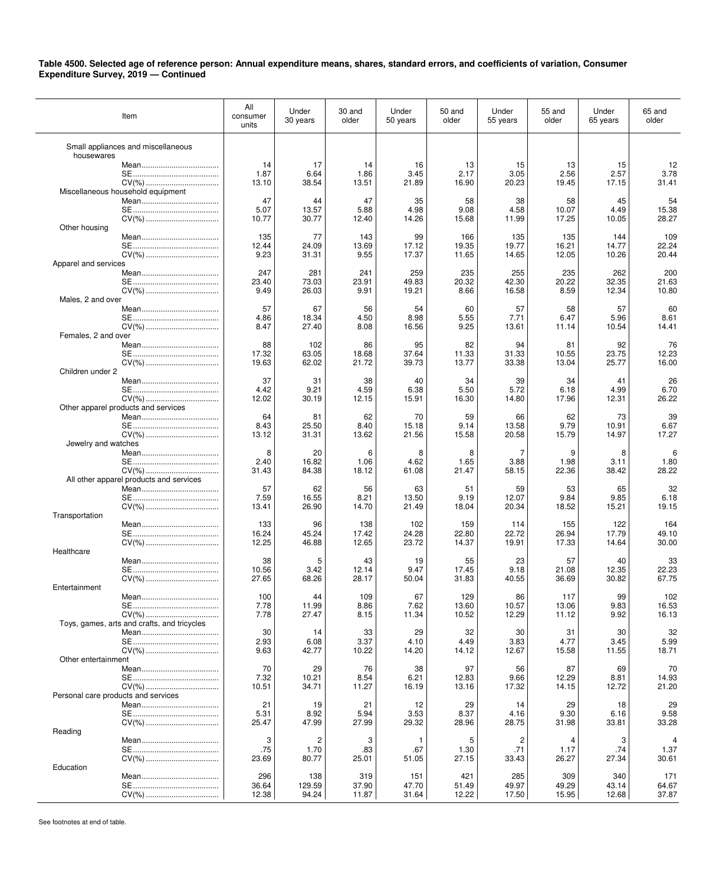**Table 4500. Selected age of reference person: Annual expenditure means, shares, standard errors, and coefficients of variation, Consumer Expenditure Survey, 2019 — Continued**

| Item | All consumer units | Under 30 years | 30 and older | Under 50 years | 50 and older | Under 55 years | 55 and older | Under 65 years | 65 and older |
|---|---|---|---|---|---|---|---|---|---|
| Small appliances and miscellaneous housewares | | | | | | | | | |
| Mean | 14 | 17 | 14 | 16 | 13 | 15 | 13 | 15 | 12 |
| SE | 1.87 | 6.64 | 1.86 | 3.45 | 2.17 | 3.05 | 2.56 | 2.57 | 3.78 |
| CV(%) | 13.10 | 38.54 | 13.51 | 21.89 | 16.90 | 20.23 | 19.45 | 17.15 | 31.41 |
| Miscellaneous household equipment | | | | | | | | | |
| Mean | 47 | 44 | 47 | 35 | 58 | 38 | 58 | 45 | 54 |
| SE | 5.07 | 13.57 | 5.88 | 4.98 | 9.08 | 4.58 | 10.07 | 4.49 | 15.38 |
| CV(%) | 10.77 | 30.77 | 12.40 | 14.26 | 15.68 | 11.99 | 17.25 | 10.05 | 28.27 |
| Other housing | | | | | | | | | |
| Mean | 135 | 77 | 143 | 99 | 166 | 135 | 135 | 144 | 109 |
| SE | 12.44 | 24.09 | 13.69 | 17.12 | 19.35 | 19.77 | 16.21 | 14.77 | 22.24 |
| CV(%) | 9.23 | 31.31 | 9.55 | 17.37 | 11.65 | 14.65 | 12.05 | 10.26 | 20.44 |
| Apparel and services | | | | | | | | | |
| Mean | 247 | 281 | 241 | 259 | 235 | 255 | 235 | 262 | 200 |
| SE | 23.40 | 73.03 | 23.91 | 49.83 | 20.32 | 42.30 | 20.22 | 32.35 | 21.63 |
| CV(%) | 9.49 | 26.03 | 9.91 | 19.21 | 8.66 | 16.58 | 8.59 | 12.34 | 10.80 |
| Males, 2 and over | | | | | | | | | |
| Mean | 57 | 67 | 56 | 54 | 60 | 57 | 58 | 57 | 60 |
| SE | 4.86 | 18.34 | 4.50 | 8.98 | 5.55 | 7.71 | 6.47 | 5.96 | 8.61 |
| CV(%) | 8.47 | 27.40 | 8.08 | 16.56 | 9.25 | 13.61 | 11.14 | 10.54 | 14.41 |
| Females, 2 and over | | | | | | | | | |
| Mean | 88 | 102 | 86 | 95 | 82 | 94 | 81 | 92 | 76 |
| SE | 17.32 | 63.05 | 18.68 | 37.64 | 11.33 | 31.33 | 10.55 | 23.75 | 12.23 |
| CV(%) | 19.63 | 62.02 | 21.72 | 39.73 | 13.77 | 33.38 | 13.04 | 25.77 | 16.00 |
| Children under 2 | | | | | | | | | |
| Mean | 37 | 31 | 38 | 40 | 34 | 39 | 34 | 41 | 26 |
| SE | 4.42 | 9.21 | 4.59 | 6.38 | 5.50 | 5.72 | 6.18 | 4.99 | 6.70 |
| CV(%) | 12.02 | 30.19 | 12.15 | 15.91 | 16.30 | 14.80 | 17.96 | 12.31 | 26.22 |
| Other apparel products and services | | | | | | | | | |
| Mean | 64 | 81 | 62 | 70 | 59 | 66 | 62 | 73 | 39 |
| SE | 8.43 | 25.50 | 8.40 | 15.18 | 9.14 | 13.58 | 9.79 | 10.91 | 6.67 |
| CV(%) | 13.12 | 31.31 | 13.62 | 21.56 | 15.58 | 20.58 | 15.79 | 14.97 | 17.27 |
| Jewelry and watches | | | | | | | | | |
| Mean | 8 | 20 | 6 | 8 | 8 | 7 | 9 | 8 | 6 |
| SE | 2.40 | 16.82 | 1.06 | 4.62 | 1.65 | 3.88 | 1.98 | 3.11 | 1.80 |
| CV(%) | 31.43 | 84.38 | 18.12 | 61.08 | 21.47 | 58.15 | 22.36 | 38.42 | 28.22 |
| All other apparel products and services | | | | | | | | | |
| Mean | 57 | 62 | 56 | 63 | 51 | 59 | 53 | 65 | 32 |
| SE | 7.59 | 16.55 | 8.21 | 13.50 | 9.19 | 12.07 | 9.84 | 9.85 | 6.18 |
| CV(%) | 13.41 | 26.90 | 14.70 | 21.49 | 18.04 | 20.34 | 18.52 | 15.21 | 19.15 |
| Transportation | | | | | | | | | |
| Mean | 133 | 96 | 138 | 102 | 159 | 114 | 155 | 122 | 164 |
| SE | 16.24 | 45.24 | 17.42 | 24.28 | 22.80 | 22.72 | 26.94 | 17.79 | 49.10 |
| CV(%) | 12.25 | 46.88 | 12.65 | 23.72 | 14.37 | 19.91 | 17.33 | 14.64 | 30.00 |
| Healthcare | | | | | | | | | |
| Mean | 38 | 5 | 43 | 19 | 55 | 23 | 57 | 40 | 33 |
| SE | 10.56 | 3.42 | 12.14 | 9.47 | 17.45 | 9.18 | 21.08 | 12.35 | 22.23 |
| CV(%) | 27.65 | 68.26 | 28.17 | 50.04 | 31.83 | 40.55 | 36.69 | 30.82 | 67.75 |
| Entertainment | | | | | | | | | |
| Mean | 100 | 44 | 109 | 67 | 129 | 86 | 117 | 99 | 102 |
| SE | 7.78 | 11.99 | 8.86 | 7.62 | 13.60 | 10.57 | 13.06 | 9.83 | 16.53 |
| CV(%) | 7.78 | 27.47 | 8.15 | 11.34 | 10.52 | 12.29 | 11.12 | 9.92 | 16.13 |
| Toys, games, arts and crafts, and tricycles | | | | | | | | | |
| Mean | 30 | 14 | 33 | 29 | 32 | 30 | 31 | 30 | 32 |
| SE | 2.93 | 6.08 | 3.37 | 4.10 | 4.49 | 3.83 | 4.77 | 3.45 | 5.99 |
| CV(%) | 9.63 | 42.77 | 10.22 | 14.20 | 14.12 | 12.67 | 15.58 | 11.55 | 18.71 |
| Other entertainment | | | | | | | | | |
| Mean | 70 | 29 | 76 | 38 | 97 | 56 | 87 | 69 | 70 |
| SE | 7.32 | 10.21 | 8.54 | 6.21 | 12.83 | 9.66 | 12.29 | 8.81 | 14.93 |
| CV(%) | 10.51 | 34.71 | 11.27 | 16.19 | 13.16 | 17.32 | 14.15 | 12.72 | 21.20 |
| Personal care products and services | | | | | | | | | |
| Mean | 21 | 19 | 21 | 12 | 29 | 14 | 29 | 18 | 29 |
| SE | 5.31 | 8.92 | 5.94 | 3.53 | 8.37 | 4.16 | 9.30 | 6.16 | 9.58 |
| CV(%) | 25.47 | 47.99 | 27.99 | 29.32 | 28.96 | 28.75 | 31.98 | 33.81 | 33.28 |
| Reading | | | | | | | | | |
| Mean | 3 | 2 | 3 | 1 | 5 | 2 | 4 | 3 | 4 |
| SE | .75 | 1.70 | .83 | .67 | 1.30 | .71 | 1.17 | .74 | 1.37 |
| CV(%) | 23.69 | 80.77 | 25.01 | 51.05 | 27.15 | 33.43 | 26.27 | 27.34 | 30.61 |
| Education | | | | | | | | | |
| Mean | 296 | 138 | 319 | 151 | 421 | 285 | 309 | 340 | 171 |
| SE | 36.64 | 129.59 | 37.90 | 47.70 | 51.49 | 49.97 | 49.29 | 43.14 | 64.67 |
| CV(%) | 12.38 | 94.24 | 11.87 | 31.64 | 12.22 | 17.50 | 15.95 | 12.68 | 37.87 |

See footnotes at end of table.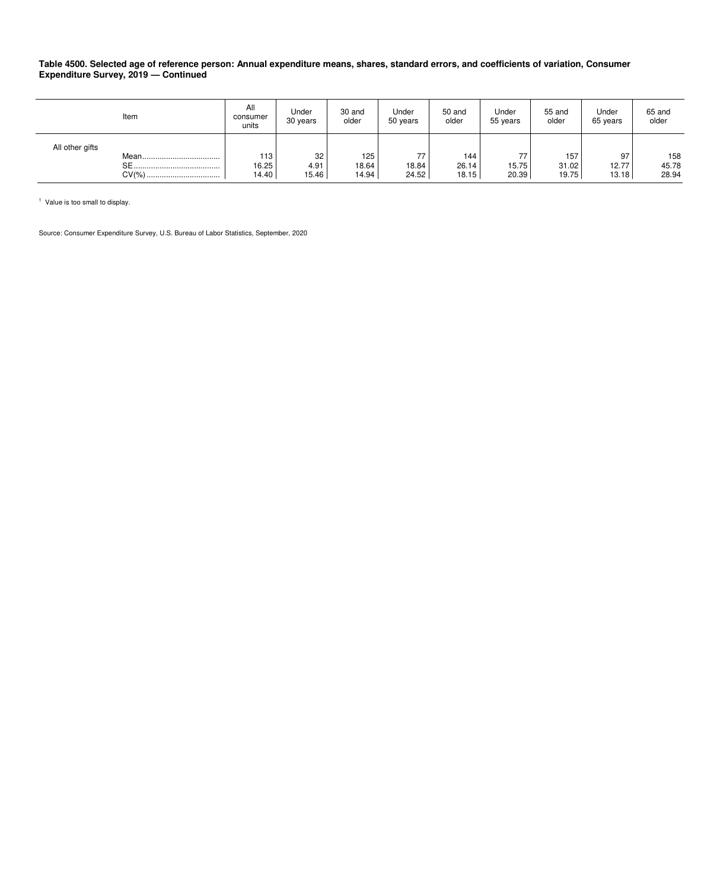**Table 4500. Selected age of reference person: Annual expenditure means, shares, standard errors, and coefficients of variation, Consumer Expenditure Survey, 2019 — Continued**

| Item | | All consumer units | Under 30 years | 30 and older | Under 50 years | 50 and older | Under 55 years | 55 and older | Under 65 years | 65 and older |
|---|---|---|---|---|---|---|---|---|---|---|
| All other gifts | | | | | | | | | | |
| | Mean | 113 | 32 | 125 | 77 | 144 | 77 | 157 | 97 | 158 |
| | SE | 16.25 | 4.91 | 18.64 | 18.84 | 26.14 | 15.75 | 31.02 | 12.77 | 45.78 |
| | CV(%) | 14.40 | 15.46 | 14.94 | 24.52 | 18.15 | 20.39 | 19.75 | 13.18 | 28.94 |

[1] Value is too small to display.

Source: Consumer Expenditure Survey, U.S. Bureau of Labor Statistics, September, 2020